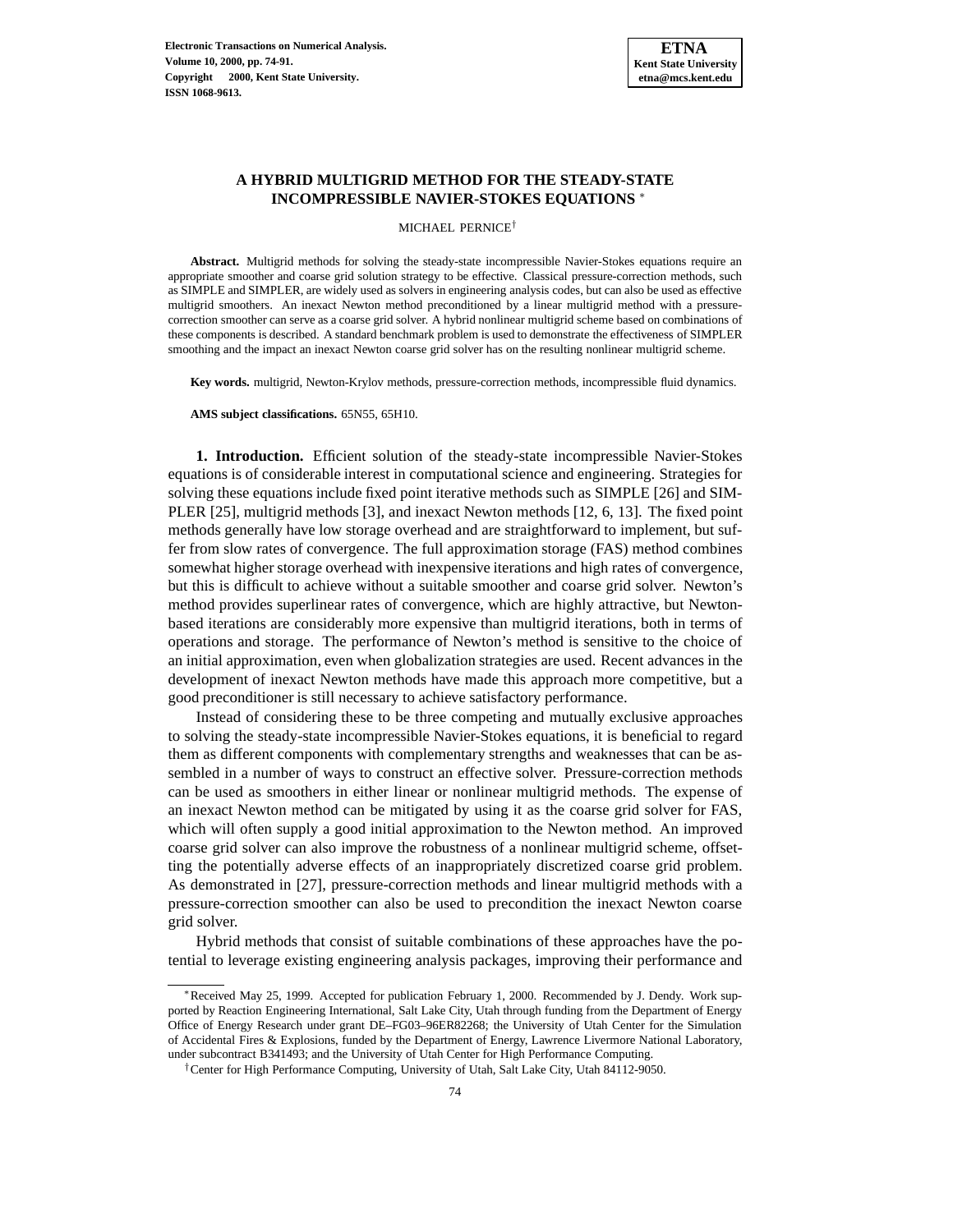# A HYBRID MULTIGRID METHOD FOR THE STEADY-STATE INCOMPRESSIBLE NAVIER-STOKES EQUATIONS [*]

MICHAEL PERNICE[†]

**Abstract.** Multigrid methods for solving the steady-state incompressible Navier-Stokes equations require an appropriate smoother and coarse grid solution strategy to be effective. Classical pressure-correction methods, such as SIMPLE and SIMPLER, are widely used as solvers in engineering analysis codes, but can also be used as effective multigrid smoothers. An inexact Newton method preconditioned by a linear multigrid method with a pressure-correction smoother can serve as a coarse grid solver. A hybrid nonlinear multigrid scheme based on combinations of these components is described. A standard benchmark problem is used to demonstrate the effectiveness of SIMPLER smoothing and the impact an inexact Newton coarse grid solver has on the resulting nonlinear multigrid scheme.

**Key words.** multigrid, Newton-Krylov methods, pressure-correction methods, incompressible fluid dynamics.

**AMS subject classifications.** 65N55, 65H10.

**1. Introduction.** Efficient solution of the steady-state incompressible Navier-Stokes equations is of considerable interest in computational science and engineering. Strategies for solving these equations include fixed point iterative methods such as SIMPLE [26] and SIMPLER [25], multigrid methods [3], and inexact Newton methods [12, 6, 13]. The fixed point methods generally have low storage overhead and are straightforward to implement, but suffer from slow rates of convergence. The full approximation storage (FAS) method combines somewhat higher storage overhead with inexpensive iterations and high rates of convergence, but this is difficult to achieve without a suitable smoother and coarse grid solver. Newton's method provides superlinear rates of convergence, which are highly attractive, but Newton-based iterations are considerably more expensive than multigrid iterations, both in terms of operations and storage. The performance of Newton's method is sensitive to the choice of an initial approximation, even when globalization strategies are used. Recent advances in the development of inexact Newton methods have made this approach more competitive, but a good preconditioner is still necessary to achieve satisfactory performance.

Instead of considering these to be three competing and mutually exclusive approaches to solving the steady-state incompressible Navier-Stokes equations, it is beneficial to regard them as different components with complementary strengths and weaknesses that can be assembled in a number of ways to construct an effective solver. Pressure-correction methods can be used as smoothers in either linear or nonlinear multigrid methods. The expense of an inexact Newton method can be mitigated by using it as the coarse grid solver for FAS, which will often supply a good initial approximation to the Newton method. An improved coarse grid solver can also improve the robustness of a nonlinear multigrid scheme, offsetting the potentially adverse effects of an inappropriately discretized coarse grid problem. As demonstrated in [27], pressure-correction methods and linear multigrid methods with a pressure-correction smoother can also be used to precondition the inexact Newton coarse grid solver.

Hybrid methods that consist of suitable combinations of these approaches have the potential to leverage existing engineering analysis packages, improving their performance and

---

[*] Received May 25, 1999. Accepted for publication February 1, 2000. Recommended by J. Dendy. Work supported by Reaction Engineering International, Salt Lake City, Utah through funding from the Department of Energy Office of Energy Research under grant DE–FG03–96ER82268; the University of Utah Center for the Simulation of Accidental Fires & Explosions, funded by the Department of Energy, Lawrence Livermore National Laboratory, under subcontract B341493; and the University of Utah Center for High Performance Computing.

[†] Center for High Performance Computing, University of Utah, Salt Lake City, Utah 84112-9050.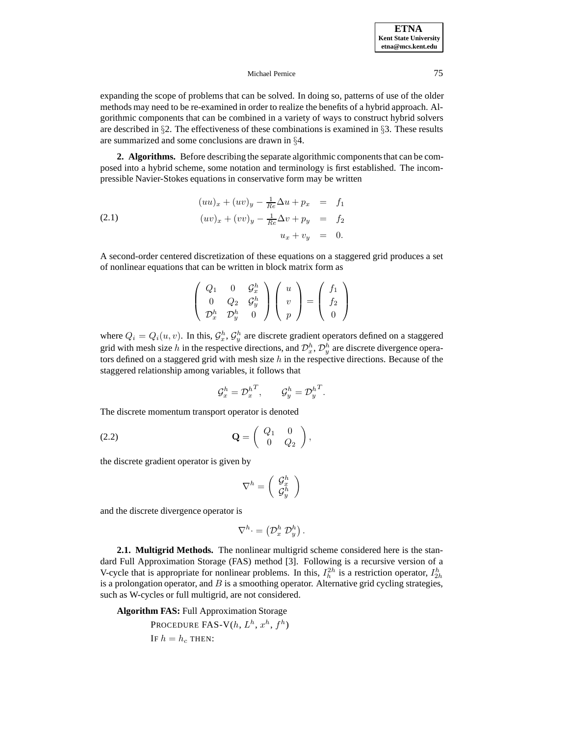expanding the scope of problems that can be solved. In doing so, patterns of use of the older methods may need to be re-examined in order to realize the benefits of a hybrid approach. Algorithmic components that can be combined in a variety of ways to construct hybrid solvers are described in §2. The effectiveness of these combinations is examined in §3. These results are summarized and some conclusions are drawn in §4.

**2. Algorithms.** Before describing the separate algorithmic components that can be composed into a hybrid scheme, some notation and terminology is first established. The incompressible Navier-Stokes equations in conservative form may be written

$$
\begin{aligned}
(uu)_x + (uv)_y - \tfrac{1}{Re}\Delta u + p_x &= f_1 \\
(uv)_x + (vv)_y - \tfrac{1}{Re}\Delta v + p_y &= f_2 \\
u_x + v_y &= 0.
\end{aligned}
\tag{2.1}
$$

A second-order centered discretization of these equations on a staggered grid produces a set of nonlinear equations that can be written in block matrix form as

$$
\begin{pmatrix} Q_1 & 0 & \mathcal{G}_x^h \\ 0 & Q_2 & \mathcal{G}_y^h \\ \mathcal{D}_x^h & \mathcal{D}_y^h & 0 \end{pmatrix}
\begin{pmatrix} u \\ v \\ p \end{pmatrix}
=
\begin{pmatrix} f_1 \\ f_2 \\ 0 \end{pmatrix}
$$

where $Q_i = Q_i(u, v)$. In this, $\mathcal{G}_x^h$, $\mathcal{G}_y^h$ are discrete gradient operators defined on a staggered grid with mesh size $h$ in the respective directions, and $\mathcal{D}_x^h$, $\mathcal{D}_y^h$ are discrete divergence operators defined on a staggered grid with mesh size $h$ in the respective directions. Because of the staggered relationship among variables, it follows that

$$
\mathcal{G}_x^h = {\mathcal{D}_x^h}^T, \qquad \mathcal{G}_y^h = {\mathcal{D}_y^h}^T.
$$

The discrete momentum transport operator is denoted

$$
\mathbf{Q} = \begin{pmatrix} Q_1 & 0 \\ 0 & Q_2 \end{pmatrix},
\tag{2.2}
$$

the discrete gradient operator is given by

$$
\nabla^h = \begin{pmatrix} \mathcal{G}_x^h \\ \mathcal{G}_y^h \end{pmatrix}
$$

and the discrete divergence operator is

$$
\nabla^h \cdot = \begin{pmatrix} \mathcal{D}_x^h \ \mathcal{D}_y^h \end{pmatrix}.
$$

**2.1. Multigrid Methods.** The nonlinear multigrid scheme considered here is the standard Full Approximation Storage (FAS) method [3]. Following is a recursive version of a V-cycle that is appropriate for nonlinear problems. In this, $I_h^{2h}$ is a restriction operator, $I_{2h}^h$ is a prolongation operator, and $B$ is a smoothing operator. Alternative grid cycling strategies, such as W-cycles or full multigrid, are not considered.

**Algorithm FAS:** Full Approximation Storage

PROCEDURE FAS-V($h$, $L^h$, $x^h$, $f^h$)

IF $h = h_c$ THEN: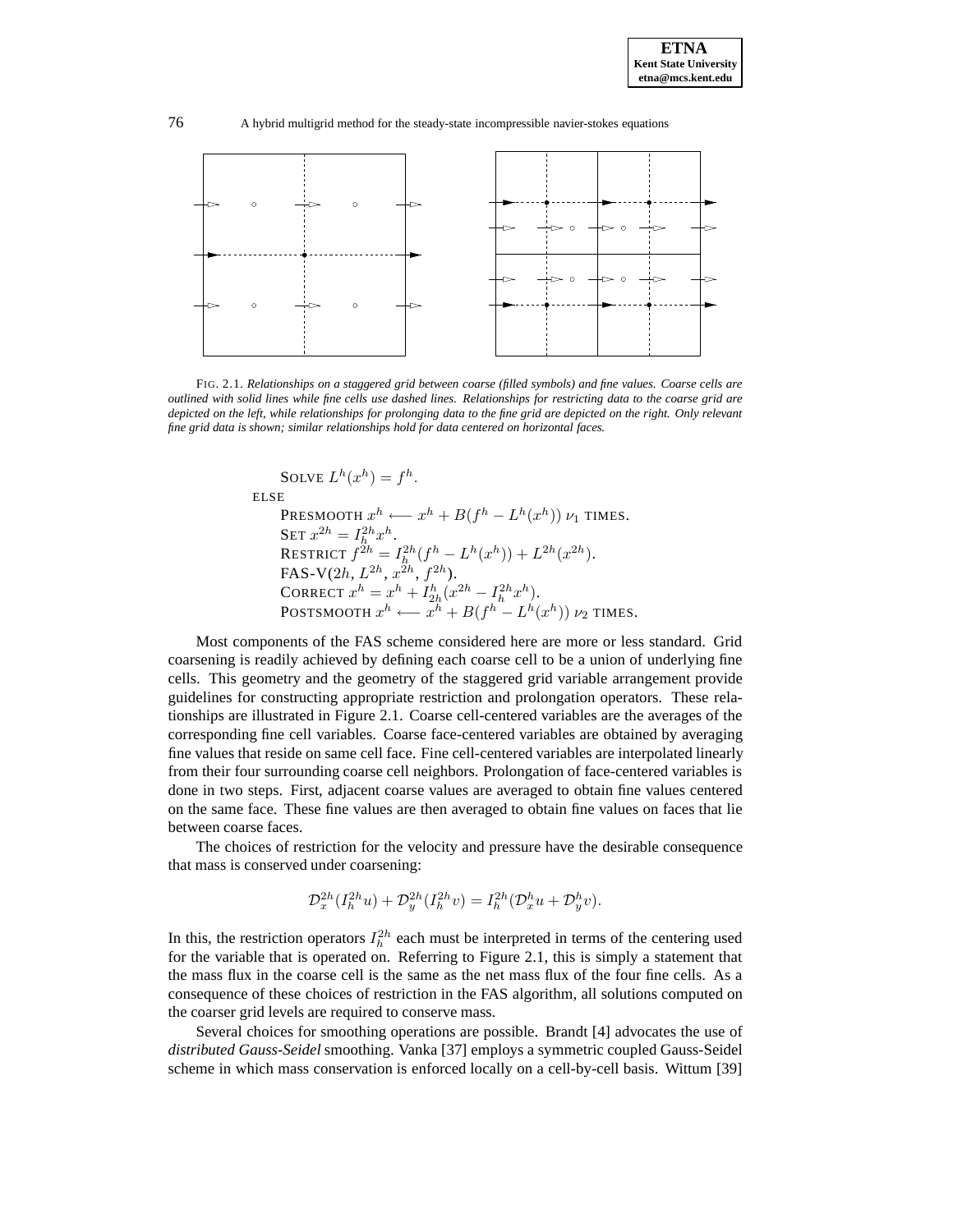FIG. 2.1. *Relationships on a staggered grid between coarse (filled symbols) and fine values. Coarse cells are outlined with solid lines while fine cells use dashed lines. Relationships for restricting data to the coarse grid are depicted on the left, while relationships for prolonging data to the fine grid are depicted on the right. Only relevant fine grid data is shown; similar relationships hold for data centered on horizontal faces.*

SOLVE $L^h(x^h) = f^h$.
ELSE
PRESMOOTH $x^h \longleftarrow x^h + B(f^h - L^h(x^h))$ $\nu_1$ TIMES.
SET $x^{2h} = I_h^{2h} x^h$.
RESTRICT $f^{2h} = I_h^{2h}(f^h - L^h(x^h)) + L^{2h}(x^{2h})$.
FAS-V($2h$, $L^{2h}$, $x^{2h}$, $f^{2h}$).
CORRECT $x^h = x^h + I_{2h}^h(x^{2h} - I_h^{2h} x^h)$.
POSTSMOOTH $x^h \longleftarrow x^h + B(f^h - L^h(x^h))$ $\nu_2$ TIMES.

Most components of the FAS scheme considered here are more or less standard. Grid coarsening is readily achieved by defining each coarse cell to be a union of underlying fine cells. This geometry and the geometry of the staggered grid variable arrangement provide guidelines for constructing appropriate restriction and prolongation operators. These relationships are illustrated in Figure 2.1. Coarse cell-centered variables are the averages of the corresponding fine cell variables. Coarse face-centered variables are obtained by averaging fine values that reside on same cell face. Fine cell-centered variables are interpolated linearly from their four surrounding coarse cell neighbors. Prolongation of face-centered variables is done in two steps. First, adjacent coarse values are averaged to obtain fine values centered on the same face. These fine values are then averaged to obtain fine values on faces that lie between coarse faces.

The choices of restriction for the velocity and pressure have the desirable consequence that mass is conserved under coarsening:

$$\mathcal{D}_x^{2h}(I_h^{2h} u) + \mathcal{D}_y^{2h}(I_h^{2h} v) = I_h^{2h}(\mathcal{D}_x^h u + \mathcal{D}_y^h v).$$

In this, the restriction operators $I_h^{2h}$ each must be interpreted in terms of the centering used for the variable that is operated on. Referring to Figure 2.1, this is simply a statement that the mass flux in the coarse cell is the same as the net mass flux of the four fine cells. As a consequence of these choices of restriction in the FAS algorithm, all solutions computed on the coarser grid levels are required to conserve mass.

Several choices for smoothing operations are possible. Brandt [4] advocates the use of *distributed Gauss-Seidel* smoothing. Vanka [37] employs a symmetric coupled Gauss-Seidel scheme in which mass conservation is enforced locally on a cell-by-cell basis. Wittum [39]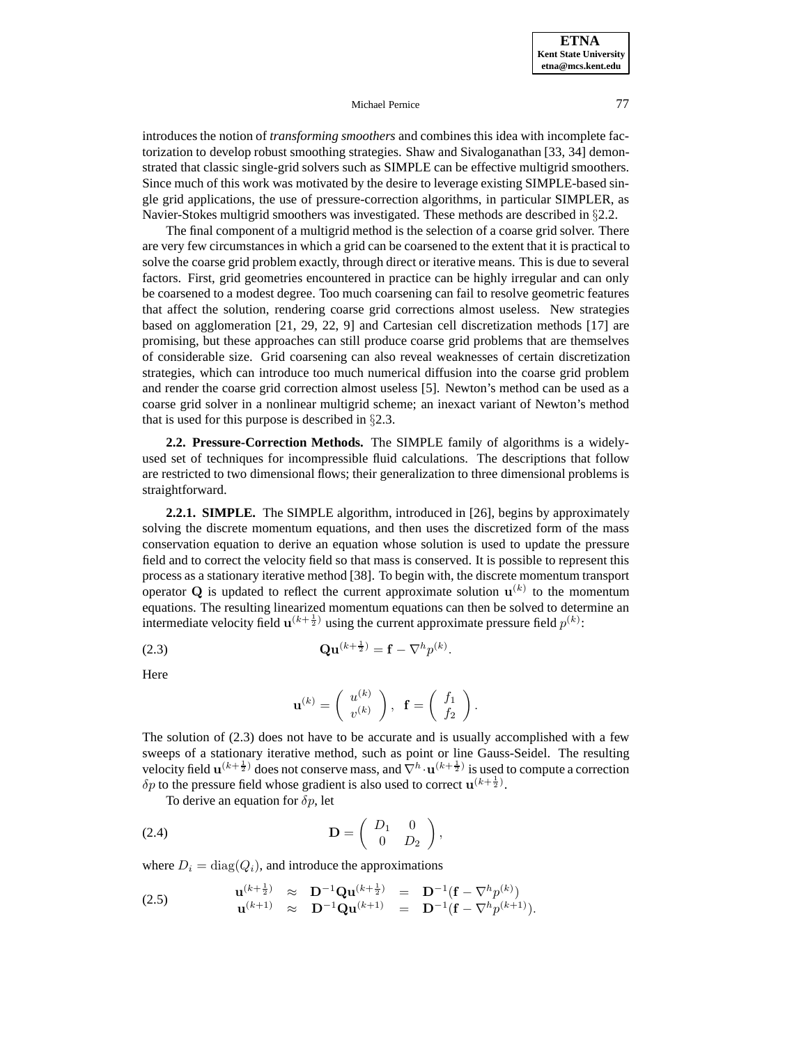introduces the notion of *transforming smoothers* and combines this idea with incomplete factorization to develop robust smoothing strategies. Shaw and Sivaloganathan [33, 34] demonstrated that classic single-grid solvers such as SIMPLE can be effective multigrid smoothers. Since much of this work was motivated by the desire to leverage existing SIMPLE-based single grid applications, the use of pressure-correction algorithms, in particular SIMPLER, as Navier-Stokes multigrid smoothers was investigated. These methods are described in §2.2.

The final component of a multigrid method is the selection of a coarse grid solver. There are very few circumstances in which a grid can be coarsened to the extent that it is practical to solve the coarse grid problem exactly, through direct or iterative means. This is due to several factors. First, grid geometries encountered in practice can be highly irregular and can only be coarsened to a modest degree. Too much coarsening can fail to resolve geometric features that affect the solution, rendering coarse grid corrections almost useless. New strategies based on agglomeration [21, 29, 22, 9] and Cartesian cell discretization methods [17] are promising, but these approaches can still produce coarse grid problems that are themselves of considerable size. Grid coarsening can also reveal weaknesses of certain discretization strategies, which can introduce too much numerical diffusion into the coarse grid problem and render the coarse grid correction almost useless [5]. Newton's method can be used as a coarse grid solver in a nonlinear multigrid scheme; an inexact variant of Newton's method that is used for this purpose is described in §2.3.

**2.2. Pressure-Correction Methods.** The SIMPLE family of algorithms is a widely-used set of techniques for incompressible fluid calculations. The descriptions that follow are restricted to two dimensional flows; their generalization to three dimensional problems is straightforward.

**2.2.1. SIMPLE.** The SIMPLE algorithm, introduced in [26], begins by approximately solving the discrete momentum equations, and then uses the discretized form of the mass conservation equation to derive an equation whose solution is used to update the pressure field and to correct the velocity field so that mass is conserved. It is possible to represent this process as a stationary iterative method [38]. To begin with, the discrete momentum transport operator $\mathbf{Q}$ is updated to reflect the current approximate solution $\mathbf{u}^{(k)}$ to the momentum equations. The resulting linearized momentum equations can then be solved to determine an intermediate velocity field $\mathbf{u}^{(k+\frac{1}{2})}$ using the current approximate pressure field $p^{(k)}$:

$$\mathbf{Q}\mathbf{u}^{(k+\frac{1}{2})} = \mathbf{f} - \nabla^h p^{(k)}. \tag{2.3}$$

Here

$$\mathbf{u}^{(k)} = \begin{pmatrix} u^{(k)} \\ v^{(k)} \end{pmatrix}, \quad \mathbf{f} = \begin{pmatrix} f_1 \\ f_2 \end{pmatrix}.$$

The solution of (2.3) does not have to be accurate and is usually accomplished with a few sweeps of a stationary iterative method, such as point or line Gauss-Seidel. The resulting velocity field $\mathbf{u}^{(k+\frac{1}{2})}$ does not conserve mass, and $\nabla^h \cdot \mathbf{u}^{(k+\frac{1}{2})}$ is used to compute a correction $\delta p$ to the pressure field whose gradient is also used to correct $\mathbf{u}^{(k+\frac{1}{2})}$.

To derive an equation for $\delta p$, let

$$\mathbf{D} = \begin{pmatrix} D_1 & 0 \\ 0 & D_2 \end{pmatrix}, \tag{2.4}$$

where $D_i = \mathrm{diag}(Q_i)$, and introduce the approximations

$$\begin{aligned} \mathbf{u}^{(k+\frac{1}{2})} &\approx \mathbf{D}^{-1}\mathbf{Q}\mathbf{u}^{(k+\frac{1}{2})} = \mathbf{D}^{-1}(\mathbf{f} - \nabla^h p^{(k)}) \\ \mathbf{u}^{(k+1)} &\approx \mathbf{D}^{-1}\mathbf{Q}\mathbf{u}^{(k+1)} = \mathbf{D}^{-1}(\mathbf{f} - \nabla^h p^{(k+1)}). \end{aligned} \tag{2.5}$$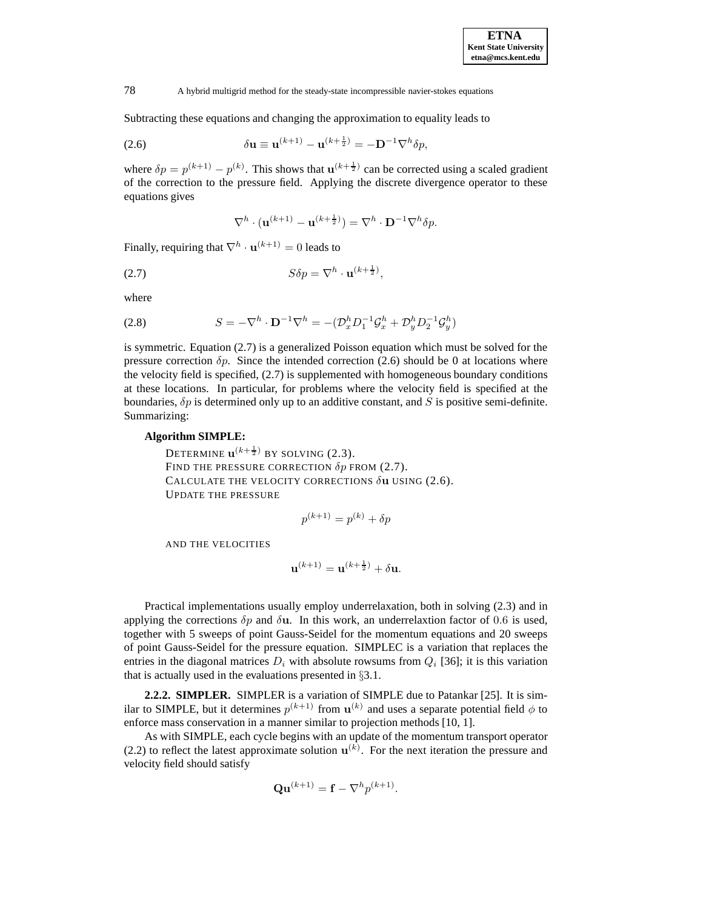Subtracting these equations and changing the approximation to equality leads to

$$\delta\mathbf{u} \equiv \mathbf{u}^{(k+1)} - \mathbf{u}^{(k+\frac{1}{2})} = -\mathbf{D}^{-1}\nabla^h \delta p, \tag{2.6}$$

where $\delta p = p^{(k+1)} - p^{(k)}$. This shows that $\mathbf{u}^{(k+\frac{1}{2})}$ can be corrected using a scaled gradient of the correction to the pressure field. Applying the discrete divergence operator to these equations gives

$$\nabla^h \cdot (\mathbf{u}^{(k+1)} - \mathbf{u}^{(k+\frac{1}{2})}) = \nabla^h \cdot \mathbf{D}^{-1}\nabla^h \delta p.$$

Finally, requiring that $\nabla^h \cdot \mathbf{u}^{(k+1)} = 0$ leads to

$$S\delta p = \nabla^h \cdot \mathbf{u}^{(k+\frac{1}{2})}, \tag{2.7}$$

where

$$S = -\nabla^h \cdot \mathbf{D}^{-1}\nabla^h = -(\mathcal{D}_x^h D_1^{-1} \mathcal{G}_x^h + \mathcal{D}_y^h D_2^{-1} \mathcal{G}_y^h) \tag{2.8}$$

is symmetric. Equation (2.7) is a generalized Poisson equation which must be solved for the pressure correction $\delta p$. Since the intended correction (2.6) should be 0 at locations where the velocity field is specified, (2.7) is supplemented with homogeneous boundary conditions at these locations. In particular, for problems where the velocity field is specified at the boundaries, $\delta p$ is determined only up to an additive constant, and $S$ is positive semi-definite. Summarizing:

**Algorithm SIMPLE:**

DETERMINE $\mathbf{u}^{(k+\frac{1}{2})}$ BY SOLVING (2.3).
FIND THE PRESSURE CORRECTION $\delta p$ FROM (2.7).
CALCULATE THE VELOCITY CORRECTIONS $\delta\mathbf{u}$ USING (2.6).
UPDATE THE PRESSURE

$$p^{(k+1)} = p^{(k)} + \delta p$$

AND THE VELOCITIES

$$\mathbf{u}^{(k+1)} = \mathbf{u}^{(k+\frac{1}{2})} + \delta\mathbf{u}.$$

Practical implementations usually employ underrelaxation, both in solving (2.3) and in applying the corrections $\delta p$ and $\delta\mathbf{u}$. In this work, an underrelaxtion factor of $0.6$ is used, together with 5 sweeps of point Gauss-Seidel for the momentum equations and 20 sweeps of point Gauss-Seidel for the pressure equation. SIMPLEC is a variation that replaces the entries in the diagonal matrices $D_i$ with absolute rowsums from $Q_i$ [36]; it is this variation that is actually used in the evaluations presented in §3.1.

**2.2.2. SIMPLER.** SIMPLER is a variation of SIMPLE due to Patankar [25]. It is similar to SIMPLE, but it determines $p^{(k+1)}$ from $\mathbf{u}^{(k)}$ and uses a separate potential field $\phi$ to enforce mass conservation in a manner similar to projection methods [10, 1].

As with SIMPLE, each cycle begins with an update of the momentum transport operator (2.2) to reflect the latest approximate solution $\mathbf{u}^{(k)}$. For the next iteration the pressure and velocity field should satisfy

$$\mathbf{Q}\mathbf{u}^{(k+1)} = \mathbf{f} - \nabla^h p^{(k+1)}.$$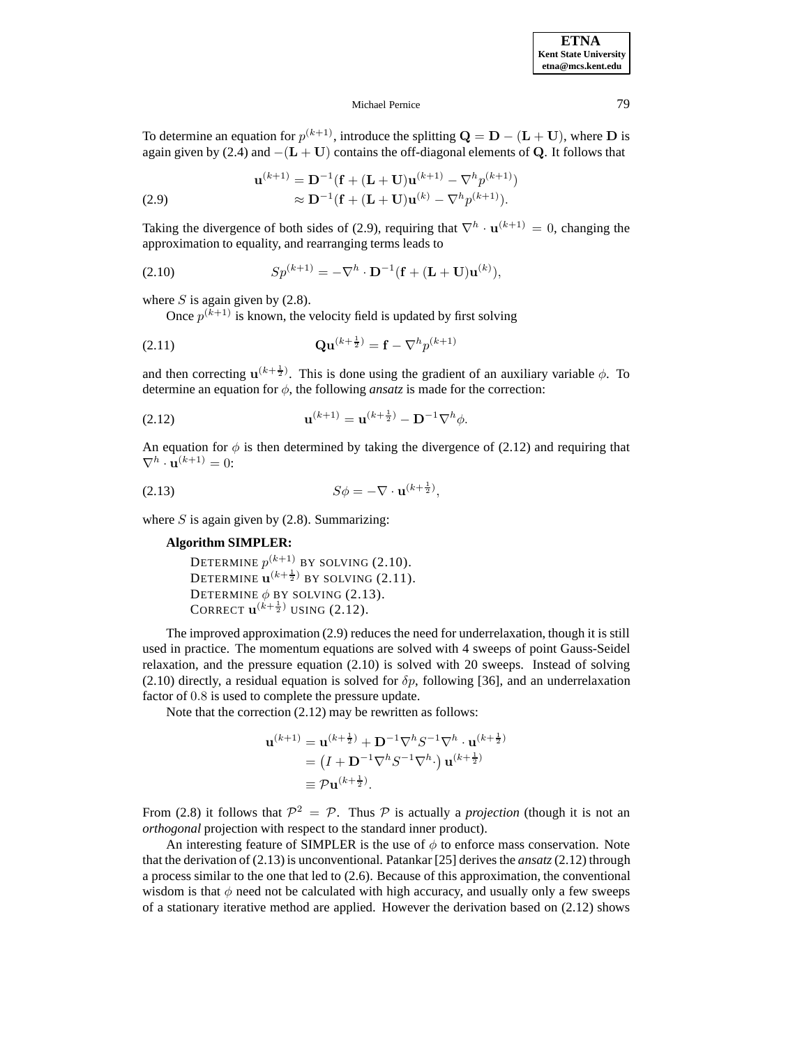To determine an equation for $p^{(k+1)}$, introduce the splitting $\mathbf{Q} = \mathbf{D} - (\mathbf{L} + \mathbf{U})$, where $\mathbf{D}$ is again given by (2.4) and $-(\mathbf{L} + \mathbf{U})$ contains the off-diagonal elements of $\mathbf{Q}$. It follows that

$$
\begin{aligned}
\mathbf{u}^{(k+1)} &= \mathbf{D}^{-1}(\mathbf{f} + (\mathbf{L} + \mathbf{U})\mathbf{u}^{(k+1)} - \nabla^h p^{(k+1)}) \\
&\approx \mathbf{D}^{-1}(\mathbf{f} + (\mathbf{L} + \mathbf{U})\mathbf{u}^{(k)} - \nabla^h p^{(k+1)}).
\end{aligned} \tag{2.9}
$$

Taking the divergence of both sides of (2.9), requiring that $\nabla^h \cdot \mathbf{u}^{(k+1)} = 0$, changing the approximation to equality, and rearranging terms leads to

$$
Sp^{(k+1)} = -\nabla^h \cdot \mathbf{D}^{-1}(\mathbf{f} + (\mathbf{L} + \mathbf{U})\mathbf{u}^{(k)}), \tag{2.10}
$$

where $S$ is again given by (2.8).

Once $p^{(k+1)}$ is known, the velocity field is updated by first solving

$$
\mathbf{Q}\mathbf{u}^{(k+\frac{1}{2})} = \mathbf{f} - \nabla^h p^{(k+1)} \tag{2.11}
$$

and then correcting $\mathbf{u}^{(k+\frac{1}{2})}$. This is done using the gradient of an auxiliary variable $\phi$. To determine an equation for $\phi$, the following *ansatz* is made for the correction:

$$
\mathbf{u}^{(k+1)} = \mathbf{u}^{(k+\frac{1}{2})} - \mathbf{D}^{-1}\nabla^h \phi. \tag{2.12}
$$

An equation for $\phi$ is then determined by taking the divergence of (2.12) and requiring that $\nabla^h \cdot \mathbf{u}^{(k+1)} = 0$:

$$
S\phi = -\nabla \cdot \mathbf{u}^{(k+\frac{1}{2})}, \tag{2.13}
$$

where $S$ is again given by (2.8). Summarizing:

**Algorithm SIMPLER:**

DETERMINE $p^{(k+1)}$ BY SOLVING (2.10).
DETERMINE $\mathbf{u}^{(k+\frac{1}{2})}$ BY SOLVING (2.11).
DETERMINE $\phi$ BY SOLVING (2.13).
CORRECT $\mathbf{u}^{(k+\frac{1}{2})}$ USING (2.12).

The improved approximation (2.9) reduces the need for underrelaxation, though it is still used in practice. The momentum equations are solved with 4 sweeps of point Gauss-Seidel relaxation, and the pressure equation (2.10) is solved with 20 sweeps. Instead of solving (2.10) directly, a residual equation is solved for $\delta p$, following [36], and an underrelaxation factor of $0.8$ is used to complete the pressure update.

Note that the correction (2.12) may be rewritten as follows:

$$
\begin{aligned}
\mathbf{u}^{(k+1)} &= \mathbf{u}^{(k+\frac{1}{2})} + \mathbf{D}^{-1}\nabla^h S^{-1}\nabla^h \cdot \mathbf{u}^{(k+\frac{1}{2})} \\
&= \left(I + \mathbf{D}^{-1}\nabla^h S^{-1}\nabla^h \cdot\right) \mathbf{u}^{(k+\frac{1}{2})} \\
&\equiv \mathcal{P}\mathbf{u}^{(k+\frac{1}{2})}.
\end{aligned}
$$

From (2.8) it follows that $\mathcal{P}^2 = \mathcal{P}$. Thus $\mathcal{P}$ is actually a *projection* (though it is not an *orthogonal* projection with respect to the standard inner product).

An interesting feature of SIMPLER is the use of $\phi$ to enforce mass conservation. Note that the derivation of (2.13) is unconventional. Patankar [25] derives the *ansatz* (2.12) through a process similar to the one that led to (2.6). Because of this approximation, the conventional wisdom is that $\phi$ need not be calculated with high accuracy, and usually only a few sweeps of a stationary iterative method are applied. However the derivation based on (2.12) shows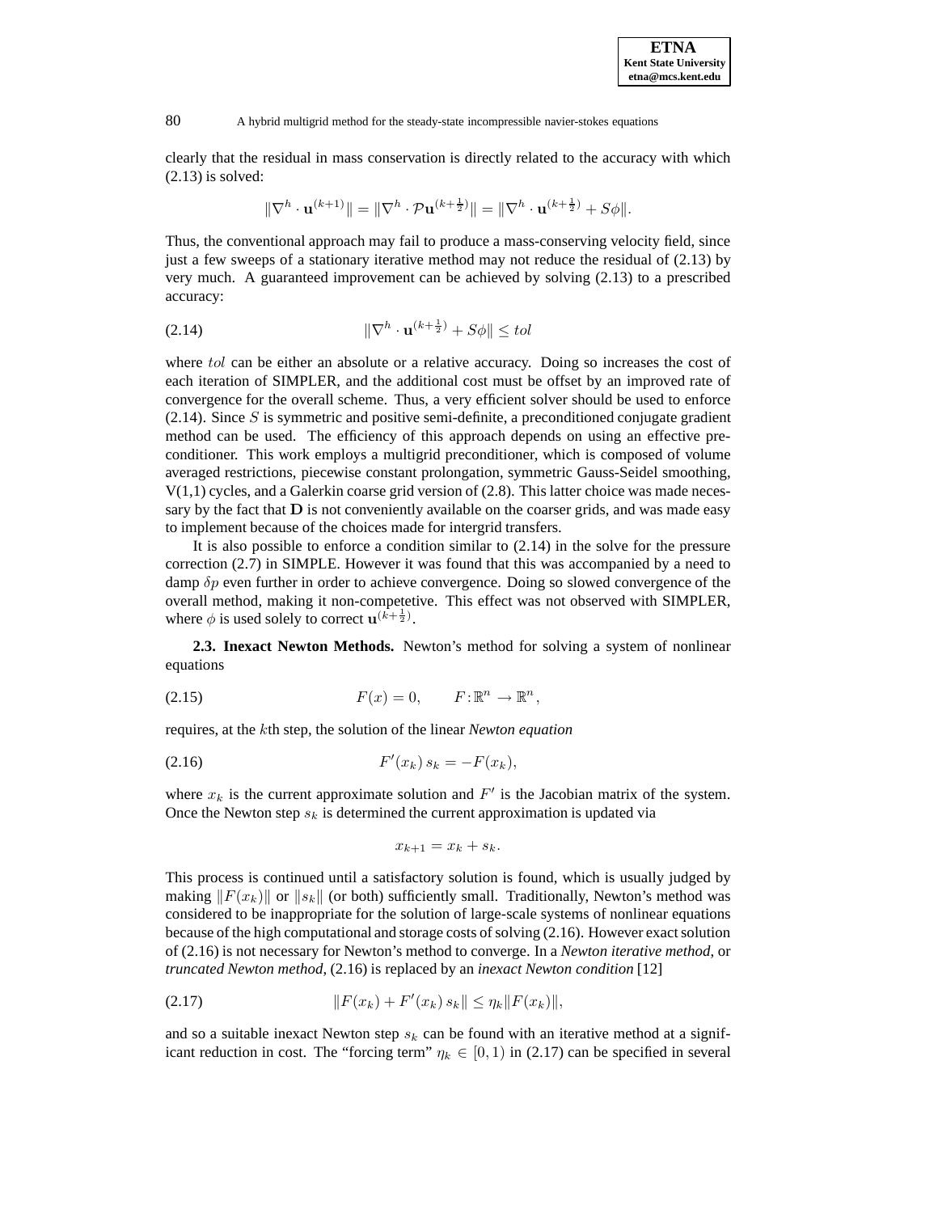clearly that the residual in mass conservation is directly related to the accuracy with which (2.13) is solved:

$$\|\nabla^h \cdot \mathbf{u}^{(k+1)}\| = \|\nabla^h \cdot \mathcal{P}\mathbf{u}^{(k+\frac{1}{2})}\| = \|\nabla^h \cdot \mathbf{u}^{(k+\frac{1}{2})} + S\phi\|.$$

Thus, the conventional approach may fail to produce a mass-conserving velocity field, since just a few sweeps of a stationary iterative method may not reduce the residual of (2.13) by very much. A guaranteed improvement can be achieved by solving (2.13) to a prescribed accuracy:

$$\|\nabla^h \cdot \mathbf{u}^{(k+\frac{1}{2})} + S\phi\| \leq tol \tag{2.14}$$

where $tol$ can be either an absolute or a relative accuracy. Doing so increases the cost of each iteration of SIMPLER, and the additional cost must be offset by an improved rate of convergence for the overall scheme. Thus, a very efficient solver should be used to enforce (2.14). Since $S$ is symmetric and positive semi-definite, a preconditioned conjugate gradient method can be used. The efficiency of this approach depends on using an effective preconditioner. This work employs a multigrid preconditioner, which is composed of volume averaged restrictions, piecewise constant prolongation, symmetric Gauss-Seidel smoothing, V(1,1) cycles, and a Galerkin coarse grid version of (2.8). This latter choice was made necessary by the fact that $\mathbf{D}$ is not conveniently available on the coarser grids, and was made easy to implement because of the choices made for intergrid transfers.

It is also possible to enforce a condition similar to (2.14) in the solve for the pressure correction (2.7) in SIMPLE. However it was found that this was accompanied by a need to damp $\delta p$ even further in order to achieve convergence. Doing so slowed convergence of the overall method, making it non-competetive. This effect was not observed with SIMPLER, where $\phi$ is used solely to correct $\mathbf{u}^{(k+\frac{1}{2})}$.

**2.3. Inexact Newton Methods.** Newton's method for solving a system of nonlinear equations

$$F(x) = 0, \qquad F : \mathbb{R}^n \to \mathbb{R}^n, \tag{2.15}$$

requires, at the $k$th step, the solution of the linear *Newton equation*

$$F'(x_k)\, s_k = -F(x_k), \tag{2.16}$$

where $x_k$ is the current approximate solution and $F'$ is the Jacobian matrix of the system. Once the Newton step $s_k$ is determined the current approximation is updated via

$$x_{k+1} = x_k + s_k.$$

This process is continued until a satisfactory solution is found, which is usually judged by making $\|F(x_k)\|$ or $\|s_k\|$ (or both) sufficiently small. Traditionally, Newton's method was considered to be inappropriate for the solution of large-scale systems of nonlinear equations because of the high computational and storage costs of solving (2.16). However exact solution of (2.16) is not necessary for Newton's method to converge. In a *Newton iterative method*, or *truncated Newton method*, (2.16) is replaced by an *inexact Newton condition* [12]

$$\|F(x_k) + F'(x_k)\, s_k\| \leq \eta_k \|F(x_k)\|, \tag{2.17}$$

and so a suitable inexact Newton step $s_k$ can be found with an iterative method at a significant reduction in cost. The "forcing term" $\eta_k \in [0, 1)$ in (2.17) can be specified in several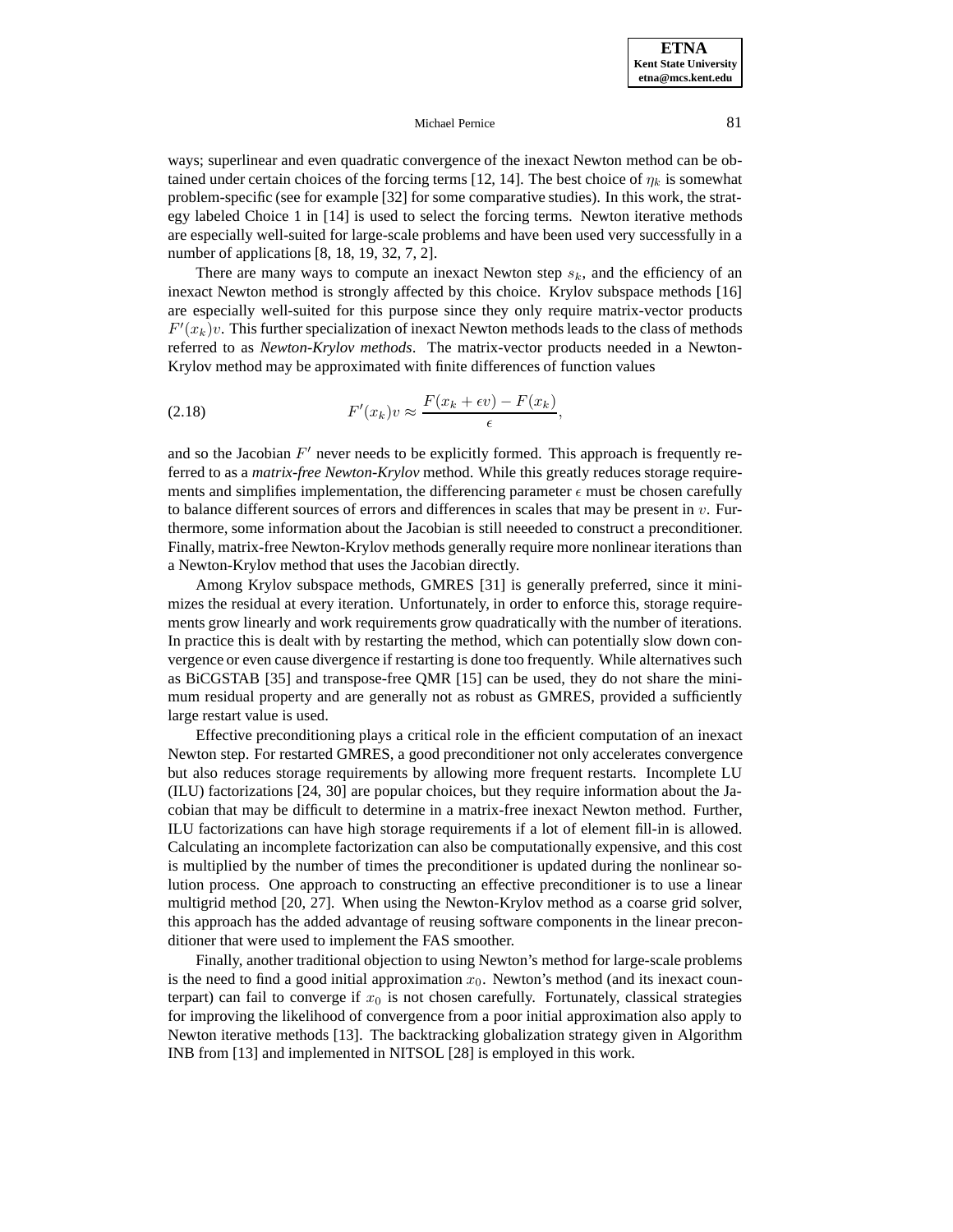ways; superlinear and even quadratic convergence of the inexact Newton method can be obtained under certain choices of the forcing terms [12, 14]. The best choice of $\eta_k$ is somewhat problem-specific (see for example [32] for some comparative studies). In this work, the strategy labeled Choice 1 in [14] is used to select the forcing terms. Newton iterative methods are especially well-suited for large-scale problems and have been used very successfully in a number of applications [8, 18, 19, 32, 7, 2].

There are many ways to compute an inexact Newton step $s_k$, and the efficiency of an inexact Newton method is strongly affected by this choice. Krylov subspace methods [16] are especially well-suited for this purpose since they only require matrix-vector products $F'(x_k)v$. This further specialization of inexact Newton methods leads to the class of methods referred to as *Newton-Krylov methods*. The matrix-vector products needed in a Newton-Krylov method may be approximated with finite differences of function values

$$F'(x_k)v \approx \frac{F(x_k + \epsilon v) - F(x_k)}{\epsilon}, \tag{2.18}$$

and so the Jacobian $F'$ never needs to be explicitly formed. This approach is frequently referred to as a *matrix-free Newton-Krylov* method. While this greatly reduces storage requirements and simplifies implementation, the differencing parameter $\epsilon$ must be chosen carefully to balance different sources of errors and differences in scales that may be present in $v$. Furthermore, some information about the Jacobian is still neeeded to construct a preconditioner. Finally, matrix-free Newton-Krylov methods generally require more nonlinear iterations than a Newton-Krylov method that uses the Jacobian directly.

Among Krylov subspace methods, GMRES [31] is generally preferred, since it minimizes the residual at every iteration. Unfortunately, in order to enforce this, storage requirements grow linearly and work requirements grow quadratically with the number of iterations. In practice this is dealt with by restarting the method, which can potentially slow down convergence or even cause divergence if restarting is done too frequently. While alternatives such as BiCGSTAB [35] and transpose-free QMR [15] can be used, they do not share the minimum residual property and are generally not as robust as GMRES, provided a sufficiently large restart value is used.

Effective preconditioning plays a critical role in the efficient computation of an inexact Newton step. For restarted GMRES, a good preconditioner not only accelerates convergence but also reduces storage requirements by allowing more frequent restarts. Incomplete LU (ILU) factorizations [24, 30] are popular choices, but they require information about the Jacobian that may be difficult to determine in a matrix-free inexact Newton method. Further, ILU factorizations can have high storage requirements if a lot of element fill-in is allowed. Calculating an incomplete factorization can also be computationally expensive, and this cost is multiplied by the number of times the preconditioner is updated during the nonlinear solution process. One approach to constructing an effective preconditioner is to use a linear multigrid method [20, 27]. When using the Newton-Krylov method as a coarse grid solver, this approach has the added advantage of reusing software components in the linear preconditioner that were used to implement the FAS smoother.

Finally, another traditional objection to using Newton's method for large-scale problems is the need to find a good initial approximation $x_0$. Newton's method (and its inexact counterpart) can fail to converge if $x_0$ is not chosen carefully. Fortunately, classical strategies for improving the likelihood of convergence from a poor initial approximation also apply to Newton iterative methods [13]. The backtracking globalization strategy given in Algorithm INB from [13] and implemented in NITSOL [28] is employed in this work.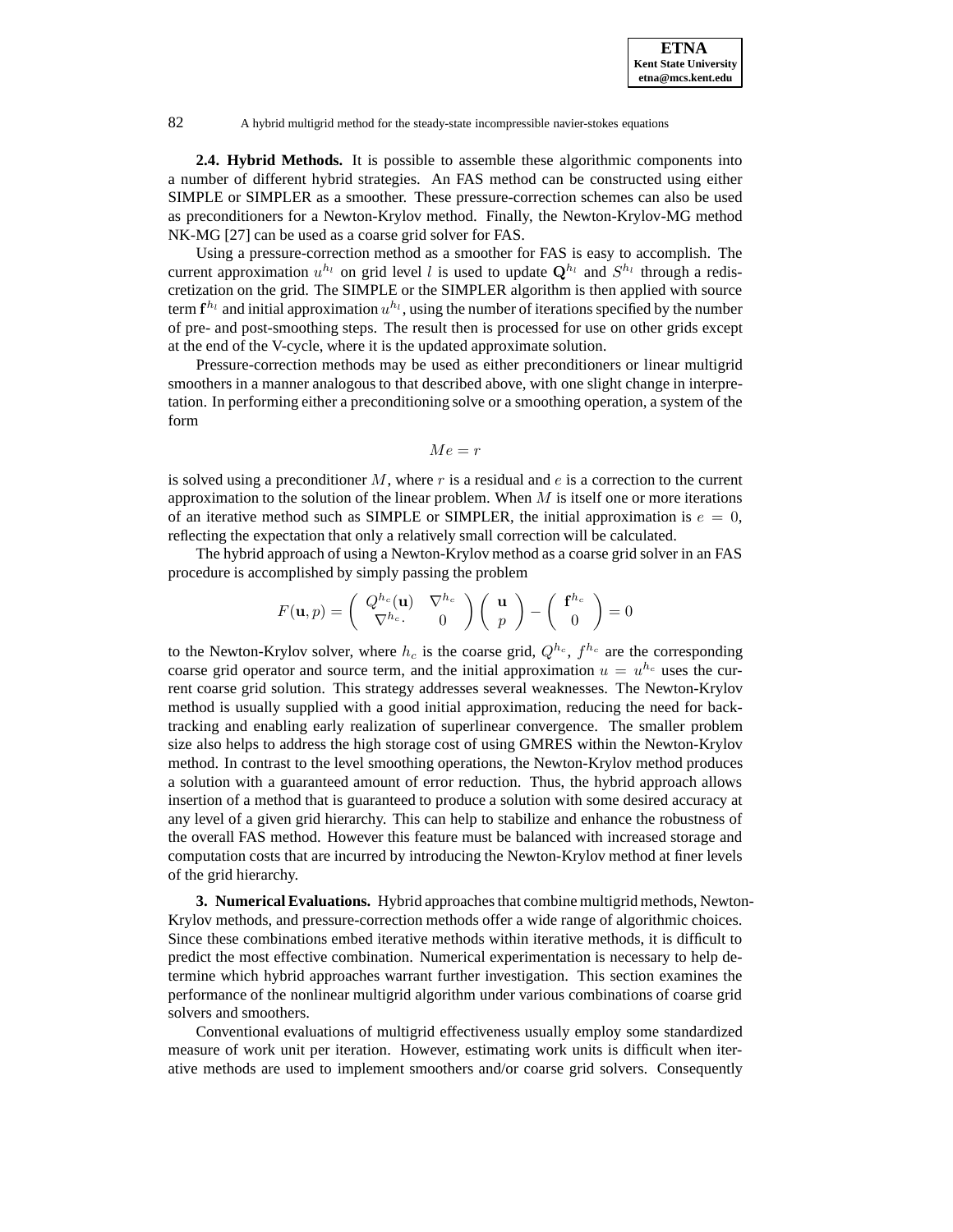**2.4. Hybrid Methods.** It is possible to assemble these algorithmic components into a number of different hybrid strategies. An FAS method can be constructed using either SIMPLE or SIMPLER as a smoother. These pressure-correction schemes can also be used as preconditioners for a Newton-Krylov method. Finally, the Newton-Krylov-MG method NK-MG [27] can be used as a coarse grid solver for FAS.

Using a pressure-correction method as a smoother for FAS is easy to accomplish. The current approximation $u^{h_l}$ on grid level $l$ is used to update $\mathbf{Q}^{h_l}$ and $S^{h_l}$ through a rediscretization on the grid. The SIMPLE or the SIMPLER algorithm is then applied with source term $\mathbf{f}^{h_l}$ and initial approximation $u^{h_l}$, using the number of iterations specified by the number of pre- and post-smoothing steps. The result then is processed for use on other grids except at the end of the V-cycle, where it is the updated approximate solution.

Pressure-correction methods may be used as either preconditioners or linear multigrid smoothers in a manner analogous to that described above, with one slight change in interpretation. In performing either a preconditioning solve or a smoothing operation, a system of the form

$$Me = r$$

is solved using a preconditioner $M$, where $r$ is a residual and $e$ is a correction to the current approximation to the solution of the linear problem. When $M$ is itself one or more iterations of an iterative method such as SIMPLE or SIMPLER, the initial approximation is $e = 0$, reflecting the expectation that only a relatively small correction will be calculated.

The hybrid approach of using a Newton-Krylov method as a coarse grid solver in an FAS procedure is accomplished by simply passing the problem

$$F(\mathbf{u}, p) = \begin{pmatrix} Q^{h_c}(\mathbf{u}) & \nabla^{h_c} \\ \nabla^{h_c}\cdot & 0 \end{pmatrix} \begin{pmatrix} \mathbf{u} \\ p \end{pmatrix} - \begin{pmatrix} \mathbf{f}^{h_c} \\ 0 \end{pmatrix} = 0$$

to the Newton-Krylov solver, where $h_c$ is the coarse grid, $Q^{h_c}$, $f^{h_c}$ are the corresponding coarse grid operator and source term, and the initial approximation $u = u^{h_c}$ uses the current coarse grid solution. This strategy addresses several weaknesses. The Newton-Krylov method is usually supplied with a good initial approximation, reducing the need for backtracking and enabling early realization of superlinear convergence. The smaller problem size also helps to address the high storage cost of using GMRES within the Newton-Krylov method. In contrast to the level smoothing operations, the Newton-Krylov method produces a solution with a guaranteed amount of error reduction. Thus, the hybrid approach allows insertion of a method that is guaranteed to produce a solution with some desired accuracy at any level of a given grid hierarchy. This can help to stabilize and enhance the robustness of the overall FAS method. However this feature must be balanced with increased storage and computation costs that are incurred by introducing the Newton-Krylov method at finer levels of the grid hierarchy.

**3. Numerical Evaluations.** Hybrid approaches that combine multigrid methods, Newton-Krylov methods, and pressure-correction methods offer a wide range of algorithmic choices. Since these combinations embed iterative methods within iterative methods, it is difficult to predict the most effective combination. Numerical experimentation is necessary to help determine which hybrid approaches warrant further investigation. This section examines the performance of the nonlinear multigrid algorithm under various combinations of coarse grid solvers and smoothers.

Conventional evaluations of multigrid effectiveness usually employ some standardized measure of work unit per iteration. However, estimating work units is difficult when iterative methods are used to implement smoothers and/or coarse grid solvers. Consequently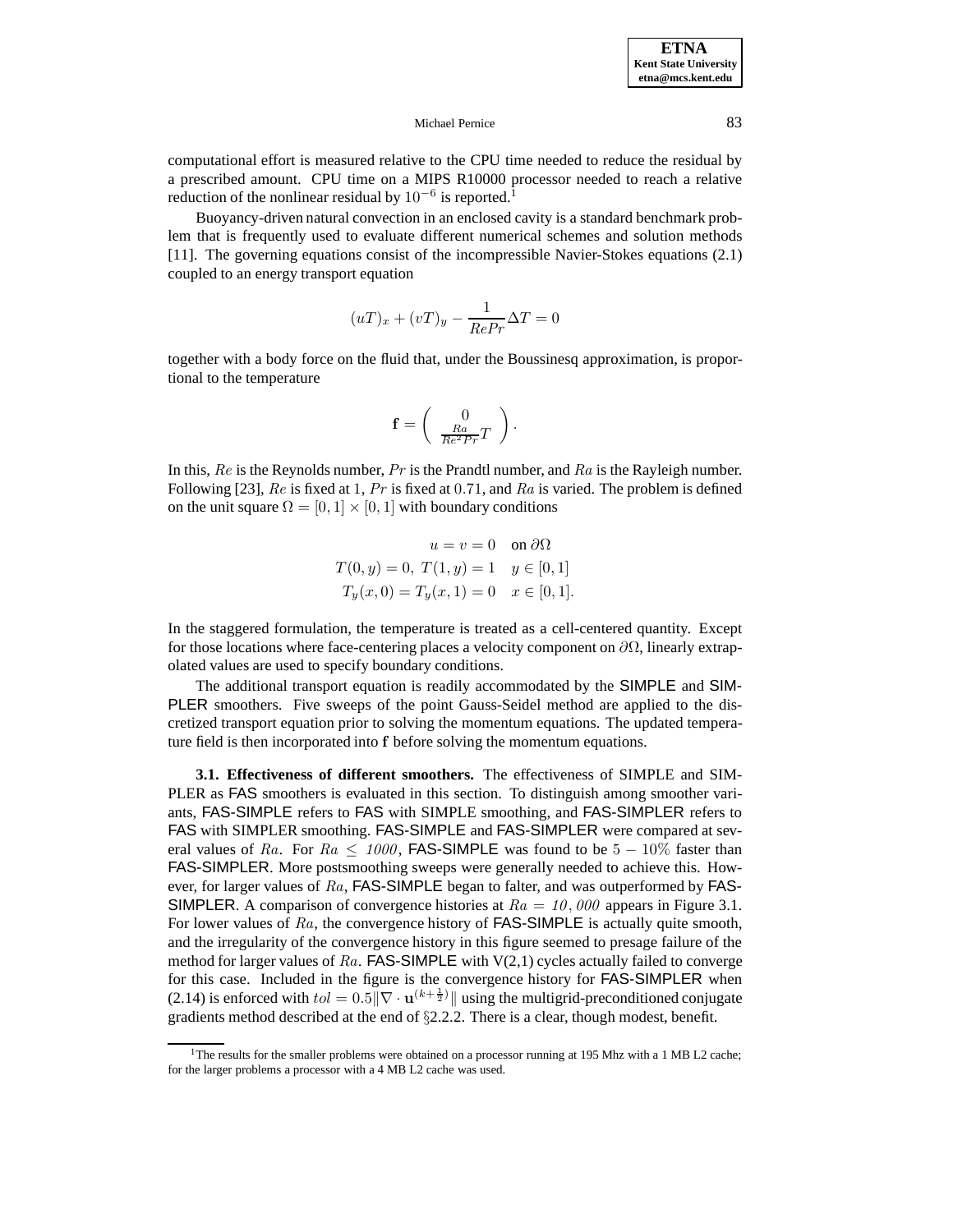computational effort is measured relative to the CPU time needed to reduce the residual by a prescribed amount. CPU time on a MIPS R10000 processor needed to reach a relative reduction of the nonlinear residual by $10^{-6}$ is reported.[1]

Buoyancy-driven natural convection in an enclosed cavity is a standard benchmark problem that is frequently used to evaluate different numerical schemes and solution methods [11]. The governing equations consist of the incompressible Navier-Stokes equations (2.1) coupled to an energy transport equation

$$(uT)_x + (vT)_y - \frac{1}{RePr}\Delta T = 0$$

together with a body force on the fluid that, under the Boussinesq approximation, is proportional to the temperature

$$\mathbf{f} = \begin{pmatrix} 0 \\ \frac{Ra}{Re^2 Pr}T \end{pmatrix}.$$

In this, $Re$ is the Reynolds number, $Pr$ is the Prandtl number, and $Ra$ is the Rayleigh number. Following [23], $Re$ is fixed at 1, $Pr$ is fixed at $0.71$, and $Ra$ is varied. The problem is defined on the unit square $\Omega = [0,1] \times [0,1]$ with boundary conditions

$$\begin{aligned} u = v = 0 \quad & \text{on } \partial\Omega \\ T(0,y) = 0,\ T(1,y) = 1 \quad & y \in [0,1] \\ T_y(x,0) = T_y(x,1) = 0 \quad & x \in [0,1]. \end{aligned}$$

In the staggered formulation, the temperature is treated as a cell-centered quantity. Except for those locations where face-centering places a velocity component on $\partial\Omega$, linearly extrapolated values are used to specify boundary conditions.

The additional transport equation is readily accommodated by the SIMPLE and SIMPLER smoothers. Five sweeps of the point Gauss-Seidel method are applied to the discretized transport equation prior to solving the momentum equations. The updated temperature field is then incorporated into $\mathbf{f}$ before solving the momentum equations.

**3.1. Effectiveness of different smoothers.** The effectiveness of SIMPLE and SIMPLER as FAS smoothers is evaluated in this section. To distinguish among smoother variants, FAS-SIMPLE refers to FAS with SIMPLE smoothing, and FAS-SIMPLER refers to FAS with SIMPLER smoothing. FAS-SIMPLE and FAS-SIMPLER were compared at several values of $Ra$. For $Ra \leq 1000$, FAS-SIMPLE was found to be $5-10\%$ faster than FAS-SIMPLER. More postsmoothing sweeps were generally needed to achieve this. However, for larger values of $Ra$, FAS-SIMPLE began to falter, and was outperformed by FAS-SIMPLER. A comparison of convergence histories at $Ra = 10,000$ appears in Figure 3.1. For lower values of $Ra$, the convergence history of FAS-SIMPLE is actually quite smooth, and the irregularity of the convergence history in this figure seemed to presage failure of the method for larger values of $Ra$. FAS-SIMPLE with V(2,1) cycles actually failed to converge for this case. Included in the figure is the convergence history for FAS-SIMPLER when (2.14) is enforced with $tol = 0.5\|\nabla \cdot \mathbf{u}^{(k+\frac{1}{2})}\|$ using the multigrid-preconditioned conjugate gradients method described at the end of §2.2.2. There is a clear, though modest, benefit.

[1] The results for the smaller problems were obtained on a processor running at 195 Mhz with a 1 MB L2 cache; for the larger problems a processor with a 4 MB L2 cache was used.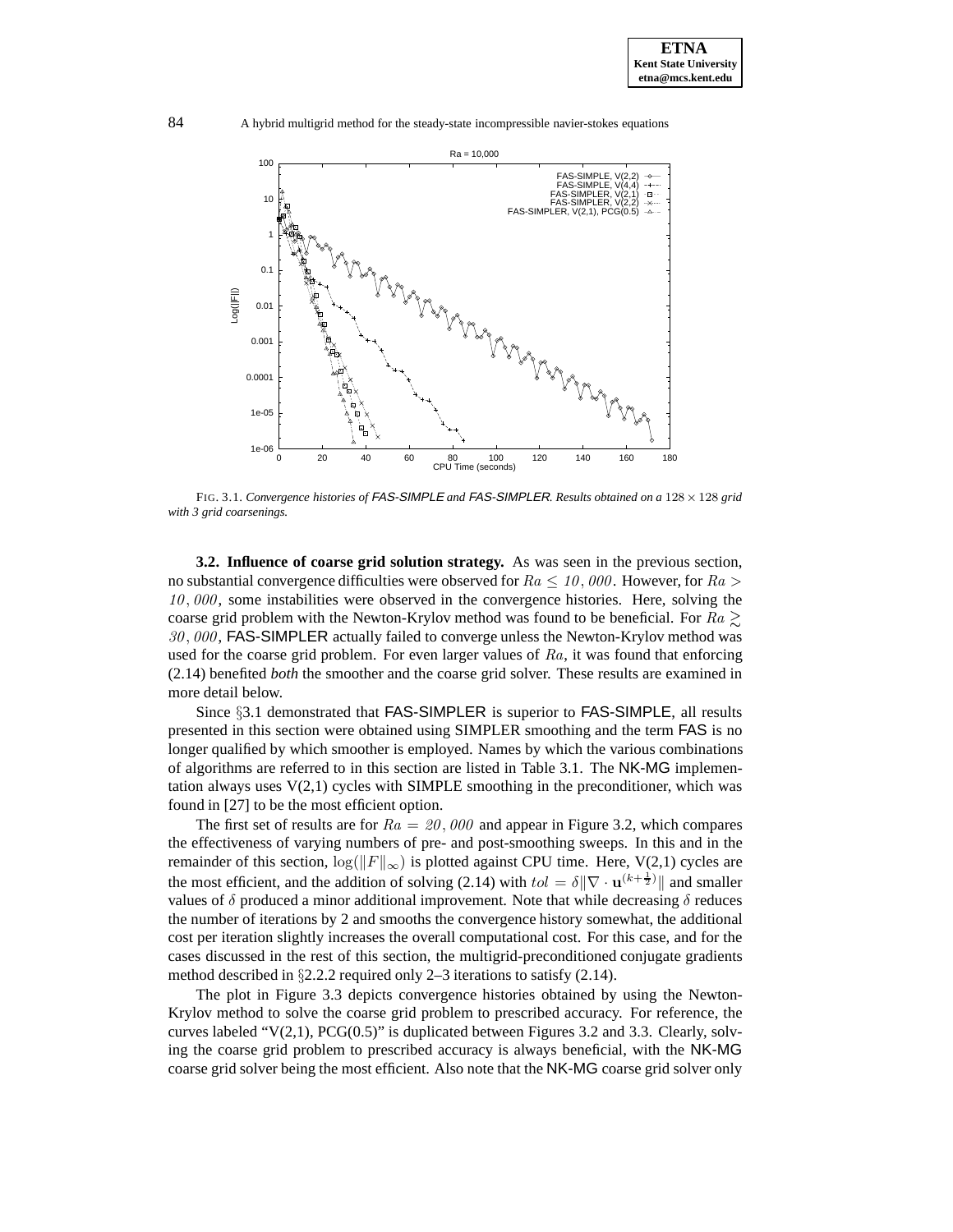FIG. 3.1. *Convergence histories of FAS-SIMPLE and FAS-SIMPLER. Results obtained on a $128 \times 128$ grid with 3 grid coarsenings.*

**3.2. Influence of coarse grid solution strategy.** As was seen in the previous section, no substantial convergence difficulties were observed for $Ra \leq 10,000$. However, for $Ra > 10,000$, some instabilities were observed in the convergence histories. Here, solving the coarse grid problem with the Newton-Krylov method was found to be beneficial. For $Ra \gtrsim 30,000$, FAS-SIMPLER actually failed to converge unless the Newton-Krylov method was used for the coarse grid problem. For even larger values of $Ra$, it was found that enforcing (2.14) benefited *both* the smoother and the coarse grid solver. These results are examined in more detail below.

Since §3.1 demonstrated that FAS-SIMPLER is superior to FAS-SIMPLE, all results presented in this section were obtained using SIMPLER smoothing and the term FAS is no longer qualified by which smoother is employed. Names by which the various combinations of algorithms are referred to in this section are listed in Table 3.1. The NK-MG implementation always uses V(2,1) cycles with SIMPLE smoothing in the preconditioner, which was found in [27] to be the most efficient option.

The first set of results are for $Ra = 20,000$ and appear in Figure 3.2, which compares the effectiveness of varying numbers of pre- and post-smoothing sweeps. In this and in the remainder of this section, $\log(\|F\|_\infty)$ is plotted against CPU time. Here, V(2,1) cycles are the most efficient, and the addition of solving (2.14) with $tol = \delta \|\nabla \cdot \mathbf{u}^{(k+\frac{1}{2})}\|$ and smaller values of $\delta$ produced a minor additional improvement. Note that while decreasing $\delta$ reduces the number of iterations by 2 and smooths the convergence history somewhat, the additional cost per iteration slightly increases the overall computational cost. For this case, and for the cases discussed in the rest of this section, the multigrid-preconditioned conjugate gradients method described in §2.2.2 required only 2–3 iterations to satisfy (2.14).

The plot in Figure 3.3 depicts convergence histories obtained by using the Newton-Krylov method to solve the coarse grid problem to prescribed accuracy. For reference, the curves labeled "V(2,1), PCG(0.5)" is duplicated between Figures 3.2 and 3.3. Clearly, solving the coarse grid problem to prescribed accuracy is always beneficial, with the NK-MG coarse grid solver being the most efficient. Also note that the NK-MG coarse grid solver only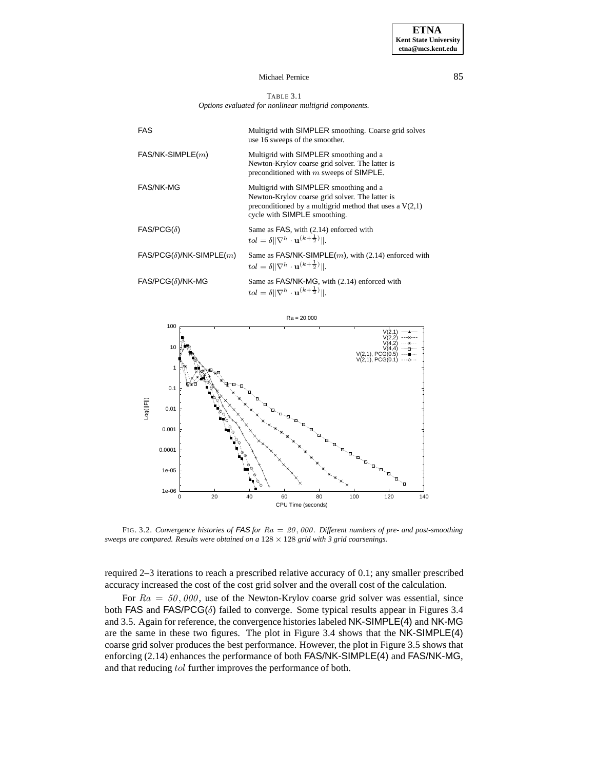TABLE 3.1
*Options evaluated for nonlinear multigrid components.*

| | |
|---|---|
| FAS | Multigrid with SIMPLER smoothing. Coarse grid solves use 16 sweeps of the smoother. |
| FAS/NK-SIMPLE($m$) | Multigrid with SIMPLER smoothing and a Newton-Krylov coarse grid solver. The latter is preconditioned with $m$ sweeps of SIMPLE. |
| FAS/NK-MG | Multigrid with SIMPLER smoothing and a Newton-Krylov coarse grid solver. The latter is preconditioned by a multigrid method that uses a V(2,1) cycle with SIMPLE smoothing. |
| FAS/PCG($\delta$) | Same as FAS, with (2.14) enforced with $tol = \delta \|\nabla^h \cdot \mathbf{u}^{(k+\frac{1}{2})}\|$. |
| FAS/PCG($\delta$)/NK-SIMPLE($m$) | Same as FAS/NK-SIMPLE($m$), with (2.14) enforced with $tol = \delta \|\nabla^h \cdot \mathbf{u}^{(k+\frac{1}{2})}\|$. |
| FAS/PCG($\delta$)/NK-MG | Same as FAS/NK-MG, with (2.14) enforced with $tol = \delta \|\nabla^h \cdot \mathbf{u}^{(k+\frac{1}{2})}\|$. |

FIG. 3.2. *Convergence histories of FAS for $Ra = 20,000$. Different numbers of pre- and post-smoothing sweeps are compared. Results were obtained on a $128 \times 128$ grid with 3 grid coarsenings.*

required 2–3 iterations to reach a prescribed relative accuracy of 0.1; any smaller prescribed accuracy increased the cost of the cost grid solver and the overall cost of the calculation.

For $Ra = 50,000$, use of the Newton-Krylov coarse grid solver was essential, since both FAS and FAS/PCG($\delta$) failed to converge. Some typical results appear in Figures 3.4 and 3.5. Again for reference, the convergence histories labeled NK-SIMPLE(4) and NK-MG are the same in these two figures. The plot in Figure 3.4 shows that the NK-SIMPLE(4) coarse grid solver produces the best performance. However, the plot in Figure 3.5 shows that enforcing (2.14) enhances the performance of both FAS/NK-SIMPLE(4) and FAS/NK-MG, and that reducing $tol$ further improves the performance of both.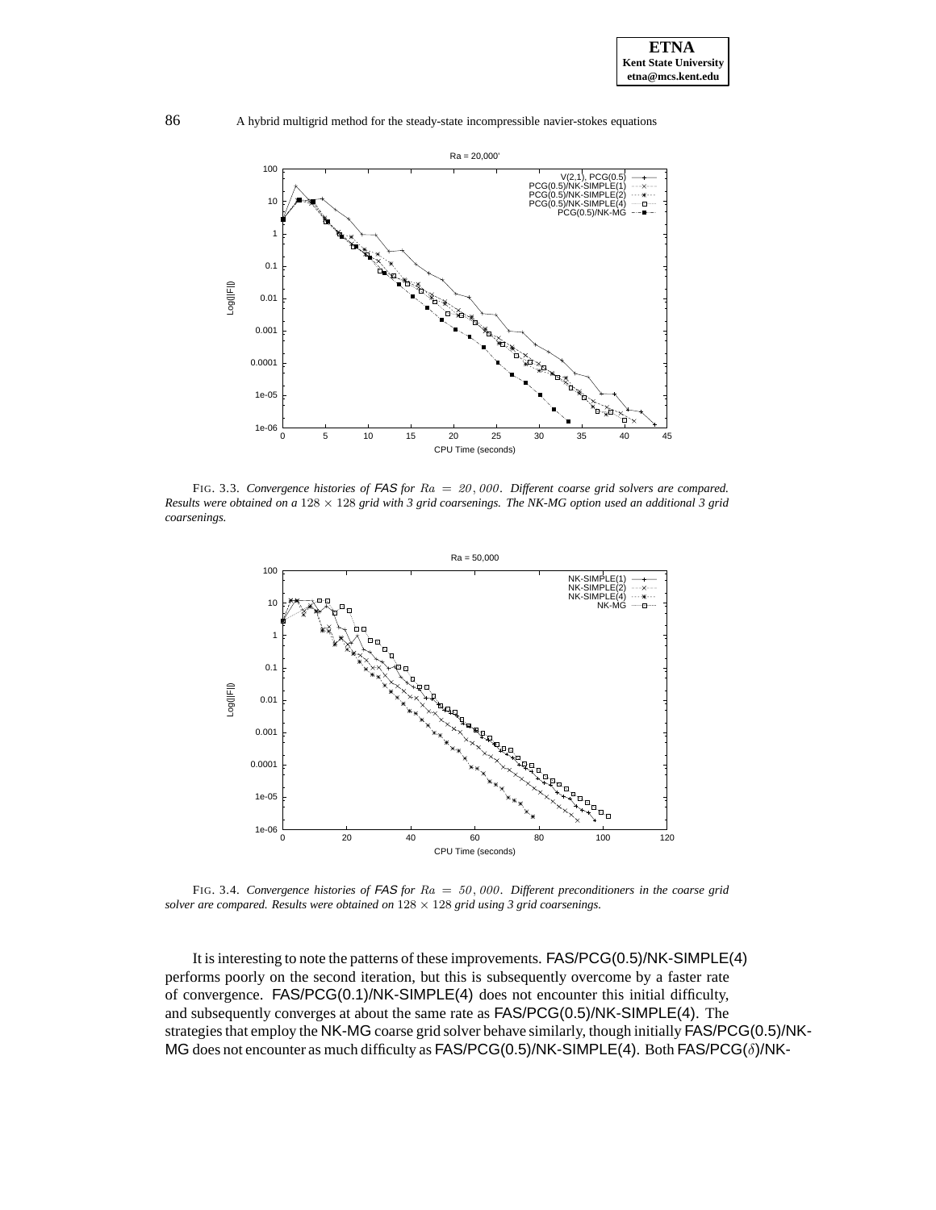FIG. 3.3. *Convergence histories of FAS for $Ra = 20,000$. Different coarse grid solvers are compared. Results were obtained on a $128 \times 128$ grid with 3 grid coarsenings. The NK-MG option used an additional 3 grid coarsenings.*

FIG. 3.4. *Convergence histories of FAS for $Ra = 50,000$. Different preconditioners in the coarse grid solver are compared. Results were obtained on $128 \times 128$ grid using 3 grid coarsenings.*

It is interesting to note the patterns of these improvements. FAS/PCG(0.5)/NK-SIMPLE(4) performs poorly on the second iteration, but this is subsequently overcome by a faster rate of convergence. FAS/PCG(0.1)/NK-SIMPLE(4) does not encounter this initial difficulty, and subsequently converges at about the same rate as FAS/PCG(0.5)/NK-SIMPLE(4). The strategies that employ the NK-MG coarse grid solver behave similarly, though initially FAS/PCG(0.5)/NK-MG does not encounter as much difficulty as FAS/PCG(0.5)/NK-SIMPLE(4). Both FAS/PCG($\delta$)/NK-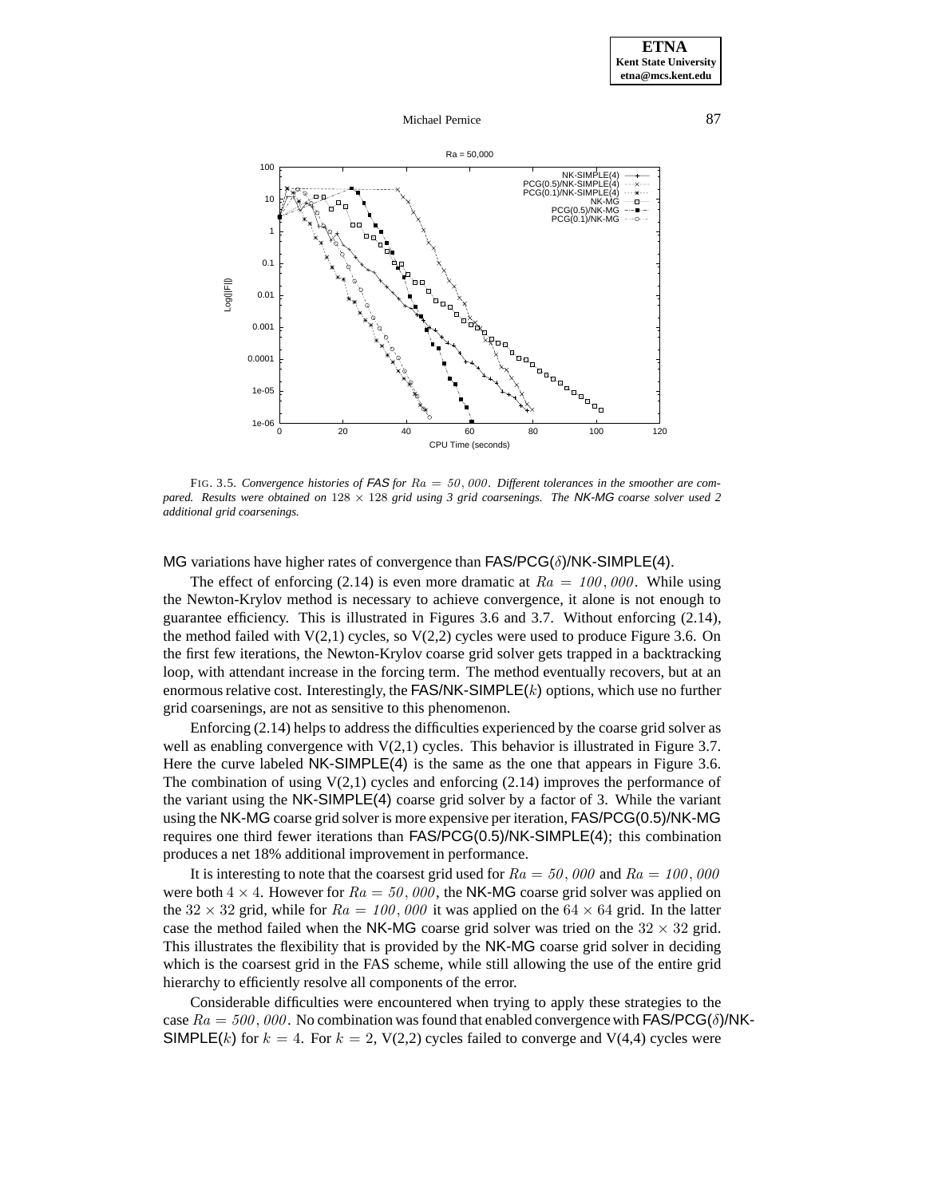FIG. 3.5. *Convergence histories of* FAS *for* $Ra = 50,000$. *Different tolerances in the smoother are compared. Results were obtained on* $128 \times 128$ *grid using 3 grid coarsenings. The* NK-MG *coarse solver used 2 additional grid coarsenings.*

MG variations have higher rates of convergence than FAS/PCG($\delta$)/NK-SIMPLE(4).

The effect of enforcing (2.14) is even more dramatic at $Ra = 100,000$. While using the Newton-Krylov method is necessary to achieve convergence, it alone is not enough to guarantee efficiency. This is illustrated in Figures 3.6 and 3.7. Without enforcing (2.14), the method failed with V(2,1) cycles, so V(2,2) cycles were used to produce Figure 3.6. On the first few iterations, the Newton-Krylov coarse grid solver gets trapped in a backtracking loop, with attendant increase in the forcing term. The method eventually recovers, but at an enormous relative cost. Interestingly, the FAS/NK-SIMPLE($k$) options, which use no further grid coarsenings, are not as sensitive to this phenomenon.

Enforcing (2.14) helps to address the difficulties experienced by the coarse grid solver as well as enabling convergence with V(2,1) cycles. This behavior is illustrated in Figure 3.7. Here the curve labeled NK-SIMPLE(4) is the same as the one that appears in Figure 3.6. The combination of using V(2,1) cycles and enforcing (2.14) improves the performance of the variant using the NK-SIMPLE(4) coarse grid solver by a factor of 3. While the variant using the NK-MG coarse grid solver is more expensive per iteration, FAS/PCG(0.5)/NK-MG requires one third fewer iterations than FAS/PCG(0.5)/NK-SIMPLE(4); this combination produces a net 18% additional improvement in performance.

It is interesting to note that the coarsest grid used for $Ra = 50,000$ and $Ra = 100,000$ were both $4 \times 4$. However for $Ra = 50,000$, the NK-MG coarse grid solver was applied on the $32 \times 32$ grid, while for $Ra = 100,000$ it was applied on the $64 \times 64$ grid. In the latter case the method failed when the NK-MG coarse grid solver was tried on the $32 \times 32$ grid. This illustrates the flexibility that is provided by the NK-MG coarse grid solver in deciding which is the coarsest grid in the FAS scheme, while still allowing the use of the entire grid hierarchy to efficiently resolve all components of the error.

Considerable difficulties were encountered when trying to apply these strategies to the case $Ra = 500,000$. No combination was found that enabled convergence with FAS/PCG($\delta$)/NK-SIMPLE($k$) for $k = 4$. For $k = 2$, V(2,2) cycles failed to converge and V(4,4) cycles were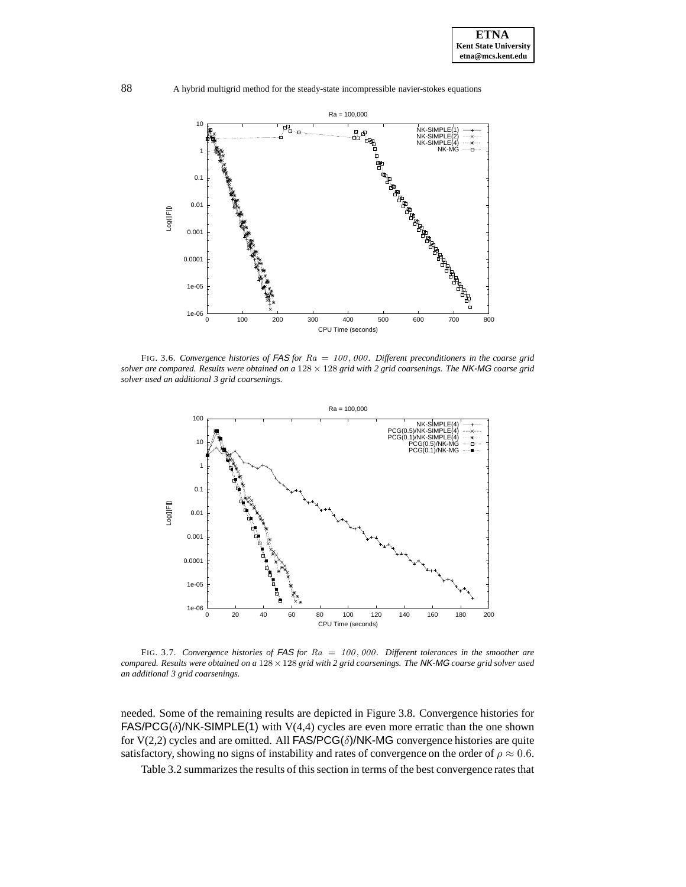FIG. 3.6. *Convergence histories of* FAS *for* $Ra = 100,000$*. Different preconditioners in the coarse grid solver are compared. Results were obtained on a* $128 \times 128$ *grid with 2 grid coarsenings. The* NK-MG *coarse grid solver used an additional 3 grid coarsenings.*

FIG. 3.7. *Convergence histories of* FAS *for* $Ra = 100,000$*. Different tolerances in the smoother are compared. Results were obtained on a* $128 \times 128$ *grid with 2 grid coarsenings. The* NK-MG *coarse grid solver used an additional 3 grid coarsenings.*

needed. Some of the remaining results are depicted in Figure 3.8. Convergence histories for FAS/PCG($\delta$)/NK-SIMPLE(1) with V(4,4) cycles are even more erratic than the one shown for V(2,2) cycles and are omitted. All FAS/PCG($\delta$)/NK-MG convergence histories are quite satisfactory, showing no signs of instability and rates of convergence on the order of $\rho \approx 0.6$.

Table 3.2 summarizes the results of this section in terms of the best convergence rates that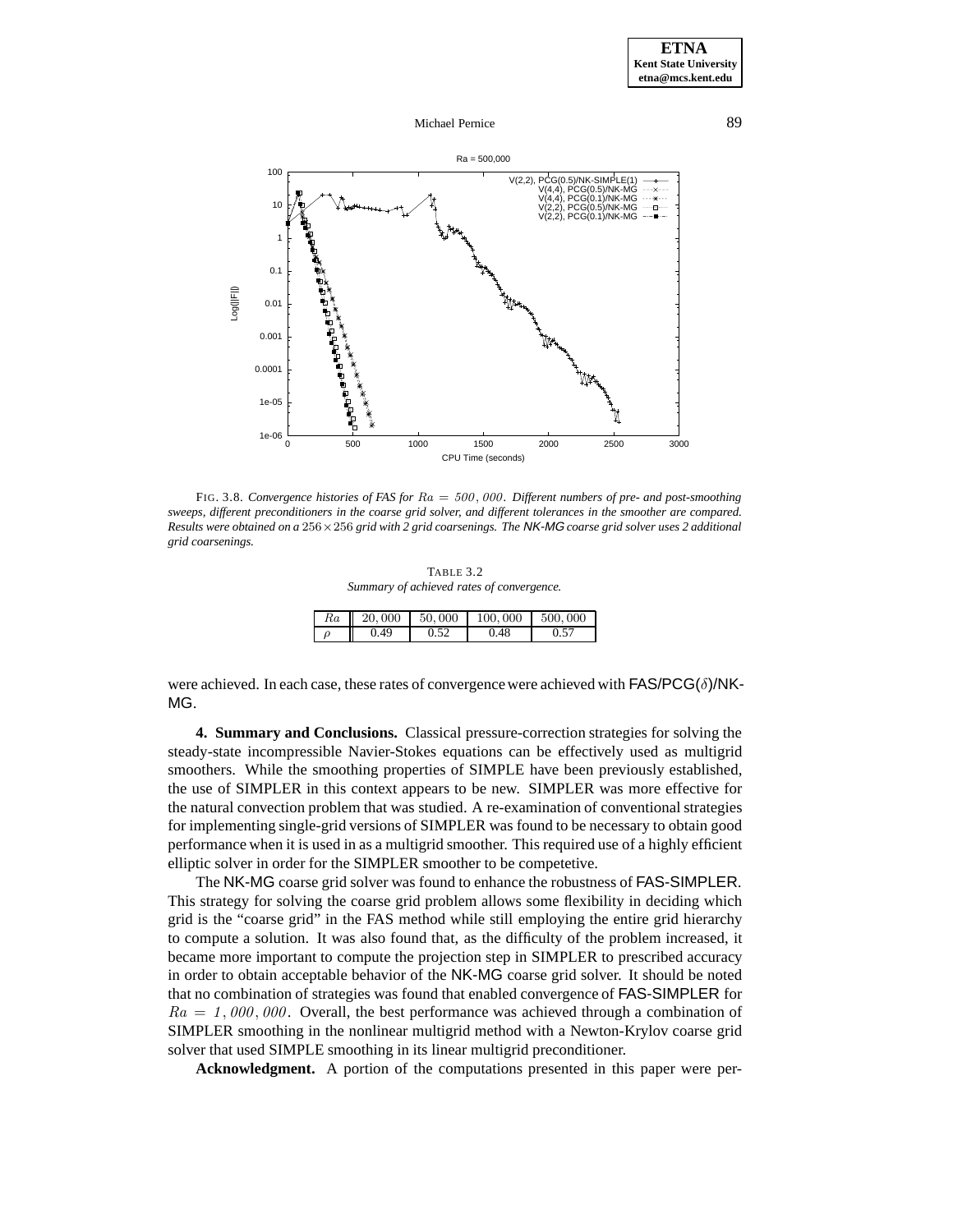FIG. 3.8. *Convergence histories of FAS for $Ra = 500,000$. Different numbers of pre- and post-smoothing sweeps, different preconditioners in the coarse grid solver, and different tolerances in the smoother are compared. Results were obtained on a $256 \times 256$ grid with 2 grid coarsenings. The NK-MG coarse grid solver uses 2 additional grid coarsenings.*

TABLE 3.2
*Summary of achieved rates of convergence.*

| $Ra$ | $20,000$ | $50,000$ | $100,000$ | $500,000$ |
|---|---|---|---|---|
| $\rho$ | 0.49 | 0.52 | 0.48 | 0.57 |

were achieved. In each case, these rates of convergence were achieved with FAS/PCG($\delta$)/NK-MG.

**4. Summary and Conclusions.** Classical pressure-correction strategies for solving the steady-state incompressible Navier-Stokes equations can be effectively used as multigrid smoothers. While the smoothing properties of SIMPLE have been previously established, the use of SIMPLER in this context appears to be new. SIMPLER was more effective for the natural convection problem that was studied. A re-examination of conventional strategies for implementing single-grid versions of SIMPLER was found to be necessary to obtain good performance when it is used in as a multigrid smoother. This required use of a highly efficient elliptic solver in order for the SIMPLER smoother to be competetive.

The NK-MG coarse grid solver was found to enhance the robustness of FAS-SIMPLER. This strategy for solving the coarse grid problem allows some flexibility in deciding which grid is the "coarse grid" in the FAS method while still employing the entire grid hierarchy to compute a solution. It was also found that, as the difficulty of the problem increased, it became more important to compute the projection step in SIMPLER to prescribed accuracy in order to obtain acceptable behavior of the NK-MG coarse grid solver. It should be noted that no combination of strategies was found that enabled convergence of FAS-SIMPLER for $Ra = 1,000,000$. Overall, the best performance was achieved through a combination of SIMPLER smoothing in the nonlinear multigrid method with a Newton-Krylov coarse grid solver that used SIMPLE smoothing in its linear multigrid preconditioner.

**Acknowledgment.** A portion of the computations presented in this paper were per-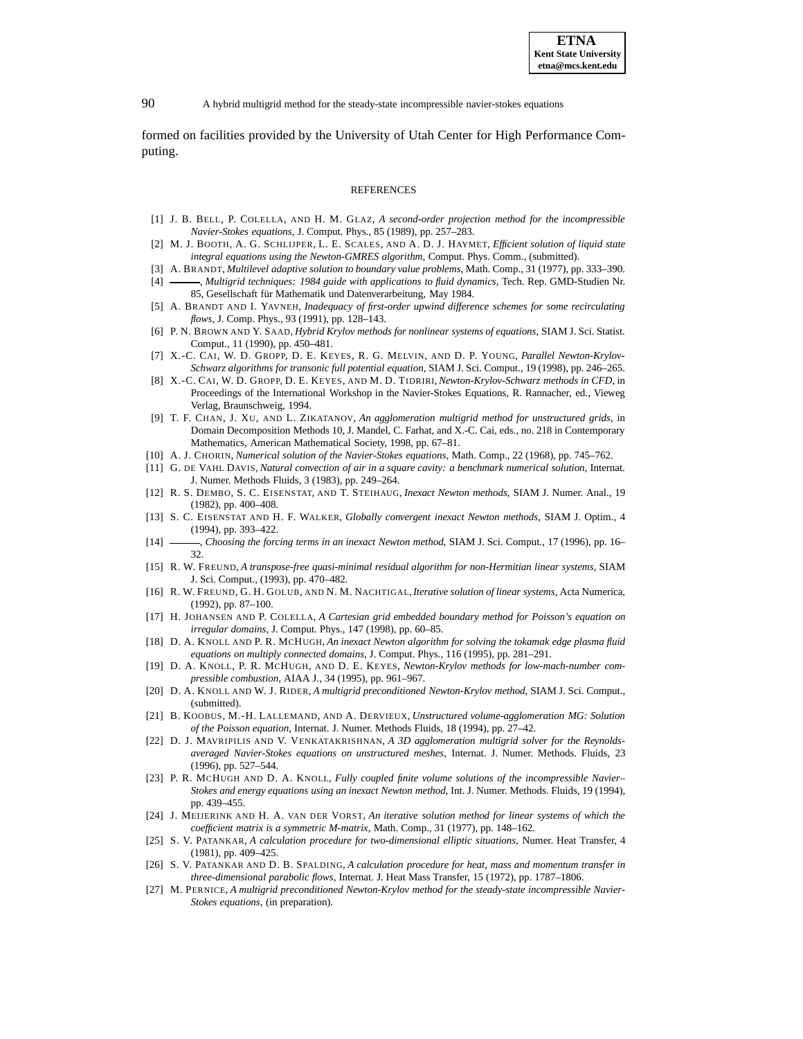formed on facilities provided by the University of Utah Center for High Performance Computing.

## REFERENCES

[1] J. B. Bell, P. Colella, and H. M. Glaz, *A second-order projection method for the incompressible Navier-Stokes equations*, J. Comput. Phys., 85 (1989), pp. 257–283.

[2] M. J. Booth, A. G. Schlijper, L. E. Scales, and A. D. J. Haymet, *Efficient solution of liquid state integral equations using the Newton-GMRES algorithm*, Comput. Phys. Comm., (submitted).

[3] A. Brandt, *Multilevel adaptive solution to boundary value problems*, Math. Comp., 31 (1977), pp. 333–390.

[4] ———, *Multigrid techniques: 1984 guide with applications to fluid dynamics*, Tech. Rep. GMD-Studien Nr. 85, Gesellschaft für Mathematik und Datenverarbeitung, May 1984.

[5] A. Brandt and I. Yavneh, *Inadequacy of first-order upwind difference schemes for some recirculating flows*, J. Comp. Phys., 93 (1991), pp. 128–143.

[6] P. N. Brown and Y. Saad, *Hybrid Krylov methods for nonlinear systems of equations*, SIAM J. Sci. Statist. Comput., 11 (1990), pp. 450–481.

[7] X.-C. Cai, W. D. Gropp, D. E. Keyes, R. G. Melvin, and D. P. Young, *Parallel Newton-Krylov-Schwarz algorithms for transonic full potential equation*, SIAM J. Sci. Comput., 19 (1998), pp. 246–265.

[8] X.-C. Cai, W. D. Gropp, D. E. Keyes, and M. D. Tidriri, *Newton-Krylov-Schwarz methods in CFD*, in Proceedings of the International Workshop in the Navier-Stokes Equations, R. Rannacher, ed., Vieweg Verlag, Braunschweig, 1994.

[9] T. F. Chan, J. Xu, and L. Zikatanov, *An agglomeration multigrid method for unstructured grids*, in Domain Decomposition Methods 10, J. Mandel, C. Farhat, and X.-C. Cai, eds., no. 218 in Contemporary Mathematics, American Mathematical Society, 1998, pp. 67–81.

[10] A. J. Chorin, *Numerical solution of the Navier-Stokes equations*, Math. Comp., 22 (1968), pp. 745–762.

[11] G. de Vahl Davis, *Natural convection of air in a square cavity: a benchmark numerical solution*, Internat. J. Numer. Methods Fluids, 3 (1983), pp. 249–264.

[12] R. S. Dembo, S. C. Eisenstat, and T. Steihaug, *Inexact Newton methods*, SIAM J. Numer. Anal., 19 (1982), pp. 400–408.

[13] S. C. Eisenstat and H. F. Walker, *Globally convergent inexact Newton methods*, SIAM J. Optim., 4 (1994), pp. 393–422.

[14] ———, *Choosing the forcing terms in an inexact Newton method*, SIAM J. Sci. Comput., 17 (1996), pp. 16–32.

[15] R. W. Freund, *A transpose-free quasi-minimal residual algorithm for non-Hermitian linear systems*, SIAM J. Sci. Comput., (1993), pp. 470–482.

[16] R. W. Freund, G. H. Golub, and N. M. Nachtigal, *Iterative solution of linear systems*, Acta Numerica, (1992), pp. 87–100.

[17] H. Johansen and P. Colella, *A Cartesian grid embedded boundary method for Poisson's equation on irregular domains*, J. Comput. Phys., 147 (1998), pp. 60–85.

[18] D. A. Knoll and P. R. McHugh, *An inexact Newton algorithm for solving the tokamak edge plasma fluid equations on multiply connected domains*, J. Comput. Phys., 116 (1995), pp. 281–291.

[19] D. A. Knoll, P. R. McHugh, and D. E. Keyes, *Newton-Krylov methods for low-mach-number compressible combustion*, AIAA J., 34 (1995), pp. 961–967.

[20] D. A. Knoll and W. J. Rider, *A multigrid preconditioned Newton-Krylov method*, SIAM J. Sci. Comput., (submitted).

[21] B. Koobus, M.-H. Lallemand, and A. Dervieux, *Unstructured volume-agglomeration MG: Solution of the Poisson equation*, Internat. J. Numer. Methods Fluids, 18 (1994), pp. 27–42.

[22] D. J. Mavripilis and V. Venkatakrishnan, *A 3D agglomeration multigrid solver for the Reynolds-averaged Navier-Stokes equations on unstructured meshes*, Internat. J. Numer. Methods. Fluids, 23 (1996), pp. 527–544.

[23] P. R. McHugh and D. A. Knoll, *Fully coupled finite volume solutions of the incompressible Navier–Stokes and energy equations using an inexact Newton method*, Int. J. Numer. Methods. Fluids, 19 (1994), pp. 439–455.

[24] J. Meijerink and H. A. van der Vorst, *An iterative solution method for linear systems of which the coefficient matrix is a symmetric M-matrix*, Math. Comp., 31 (1977), pp. 148–162.

[25] S. V. Patankar, *A calculation procedure for two-dimensional elliptic situations*, Numer. Heat Transfer, 4 (1981), pp. 409–425.

[26] S. V. Patankar and D. B. Spalding, *A calculation procedure for heat, mass and momentum transfer in three-dimensional parabolic flows*, Internat. J. Heat Mass Transfer, 15 (1972), pp. 1787–1806.

[27] M. Pernice, *A multigrid preconditioned Newton-Krylov method for the steady-state incompressible Navier-Stokes equations*, (in preparation).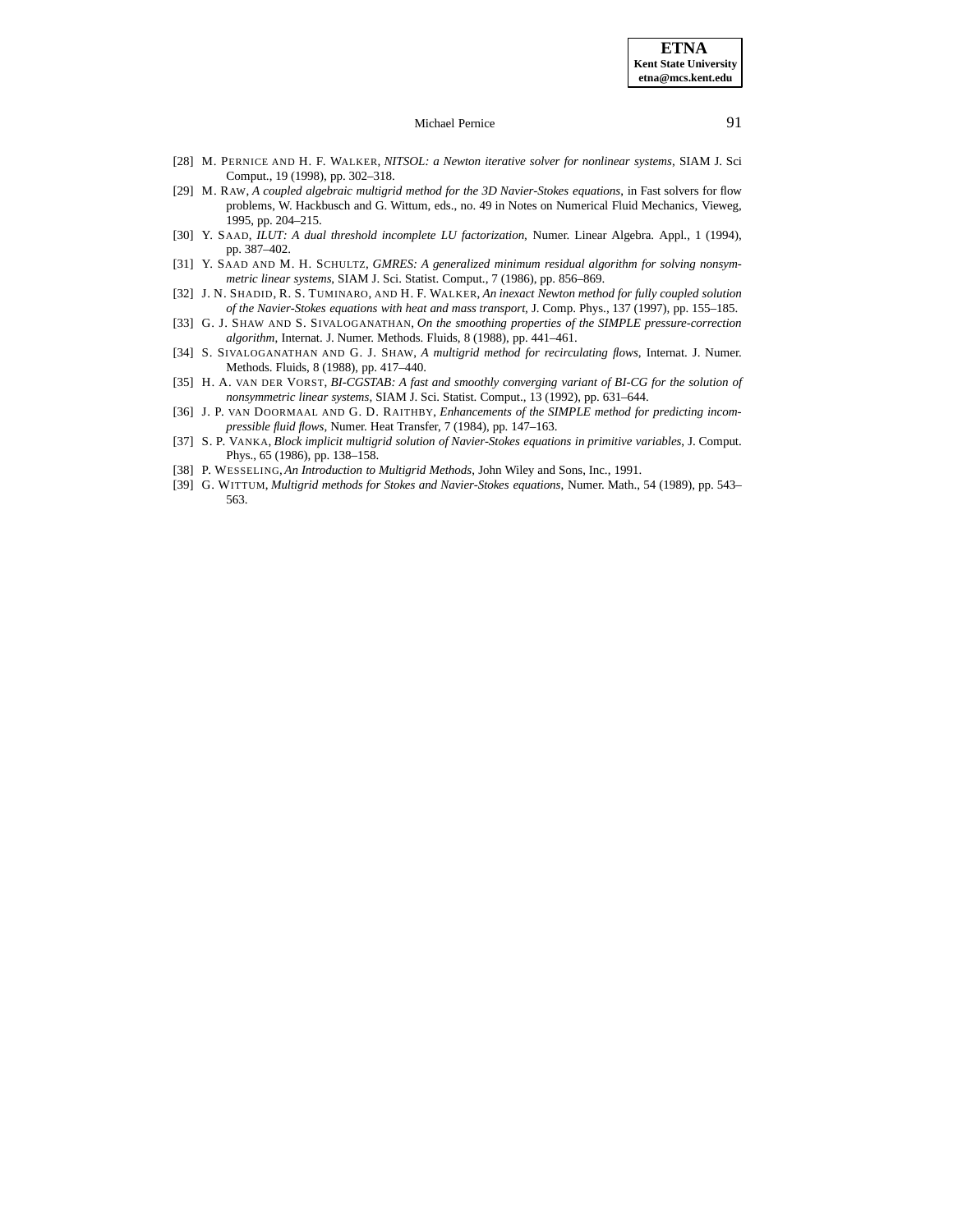[28] M. PERNICE AND H. F. WALKER, *NITSOL: a Newton iterative solver for nonlinear systems*, SIAM J. Sci Comput., 19 (1998), pp. 302–318.

[29] M. RAW, *A coupled algebraic multigrid method for the 3D Navier-Stokes equations*, in Fast solvers for flow problems, W. Hackbusch and G. Wittum, eds., no. 49 in Notes on Numerical Fluid Mechanics, Vieweg, 1995, pp. 204–215.

[30] Y. SAAD, *ILUT: A dual threshold incomplete LU factorization*, Numer. Linear Algebra. Appl., 1 (1994), pp. 387–402.

[31] Y. SAAD AND M. H. SCHULTZ, *GMRES: A generalized minimum residual algorithm for solving nonsymmetric linear systems*, SIAM J. Sci. Statist. Comput., 7 (1986), pp. 856–869.

[32] J. N. SHADID, R. S. TUMINARO, AND H. F. WALKER, *An inexact Newton method for fully coupled solution of the Navier-Stokes equations with heat and mass transport*, J. Comp. Phys., 137 (1997), pp. 155–185.

[33] G. J. SHAW AND S. SIVALOGANATHAN, *On the smoothing properties of the SIMPLE pressure-correction algorithm*, Internat. J. Numer. Methods. Fluids, 8 (1988), pp. 441–461.

[34] S. SIVALOGANATHAN AND G. J. SHAW, *A multigrid method for recirculating flows*, Internat. J. Numer. Methods. Fluids, 8 (1988), pp. 417–440.

[35] H. A. VAN DER VORST, *BI-CGSTAB: A fast and smoothly converging variant of BI-CG for the solution of nonsymmetric linear systems*, SIAM J. Sci. Statist. Comput., 13 (1992), pp. 631–644.

[36] J. P. VAN DOORMAAL AND G. D. RAITHBY, *Enhancements of the SIMPLE method for predicting incompressible fluid flows*, Numer. Heat Transfer, 7 (1984), pp. 147–163.

[37] S. P. VANKA, *Block implicit multigrid solution of Navier-Stokes equations in primitive variables*, J. Comput. Phys., 65 (1986), pp. 138–158.

[38] P. WESSELING, *An Introduction to Multigrid Methods*, John Wiley and Sons, Inc., 1991.

[39] G. WITTUM, *Multigrid methods for Stokes and Navier-Stokes equations*, Numer. Math., 54 (1989), pp. 543–563.